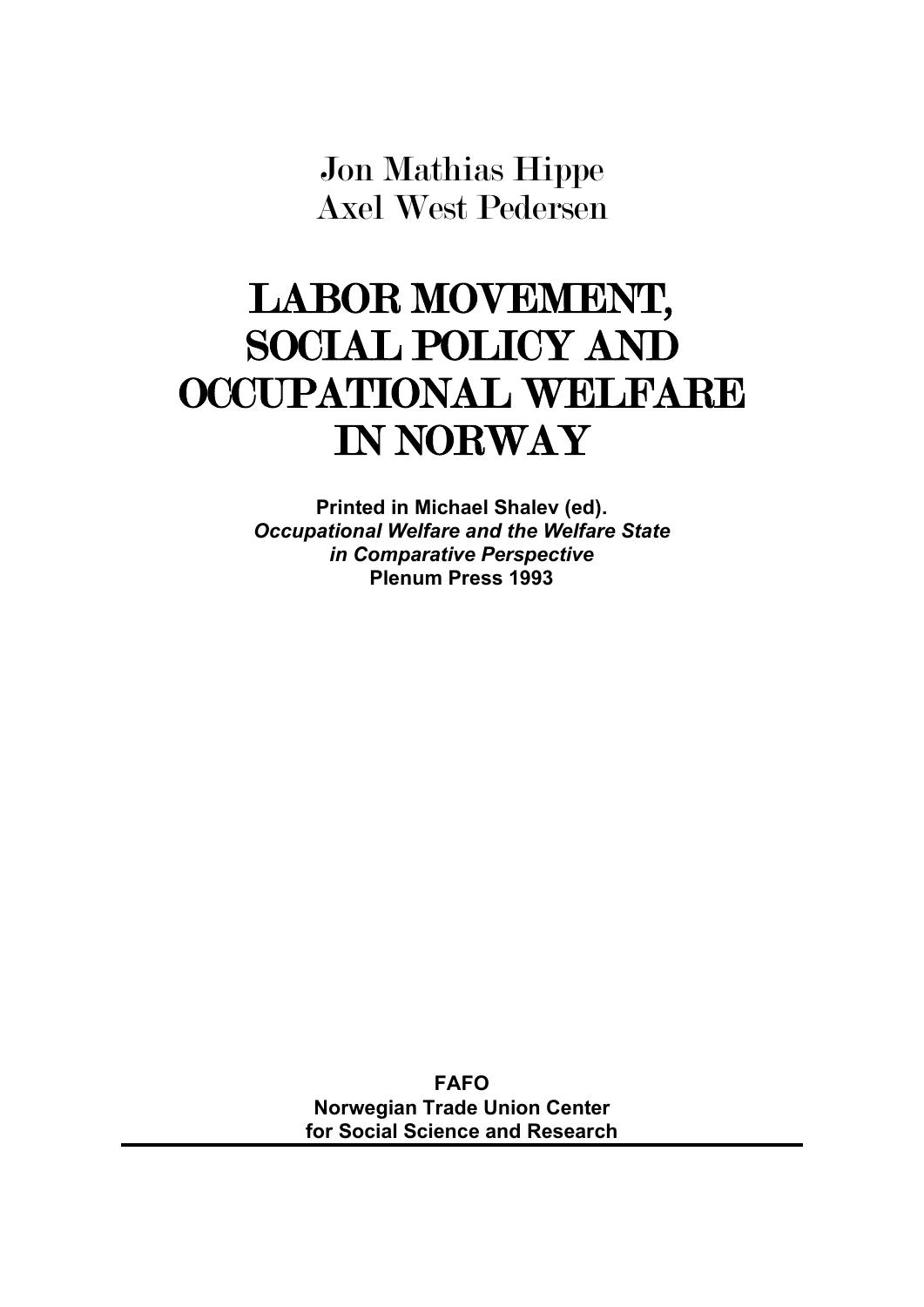Jon Mathias Hippe
Axel West Pedersen

# LABOR MOVEMENT, SOCIAL POLICY AND OCCUPATIONAL WELFARE IN NORWAY

**Printed in Michael Shalev (ed).**
***Occupational Welfare and the Welfare State in Comparative Perspective***
**Plenum Press 1993**

**FAFO**
**Norwegian Trade Union Center for Social Science and Research**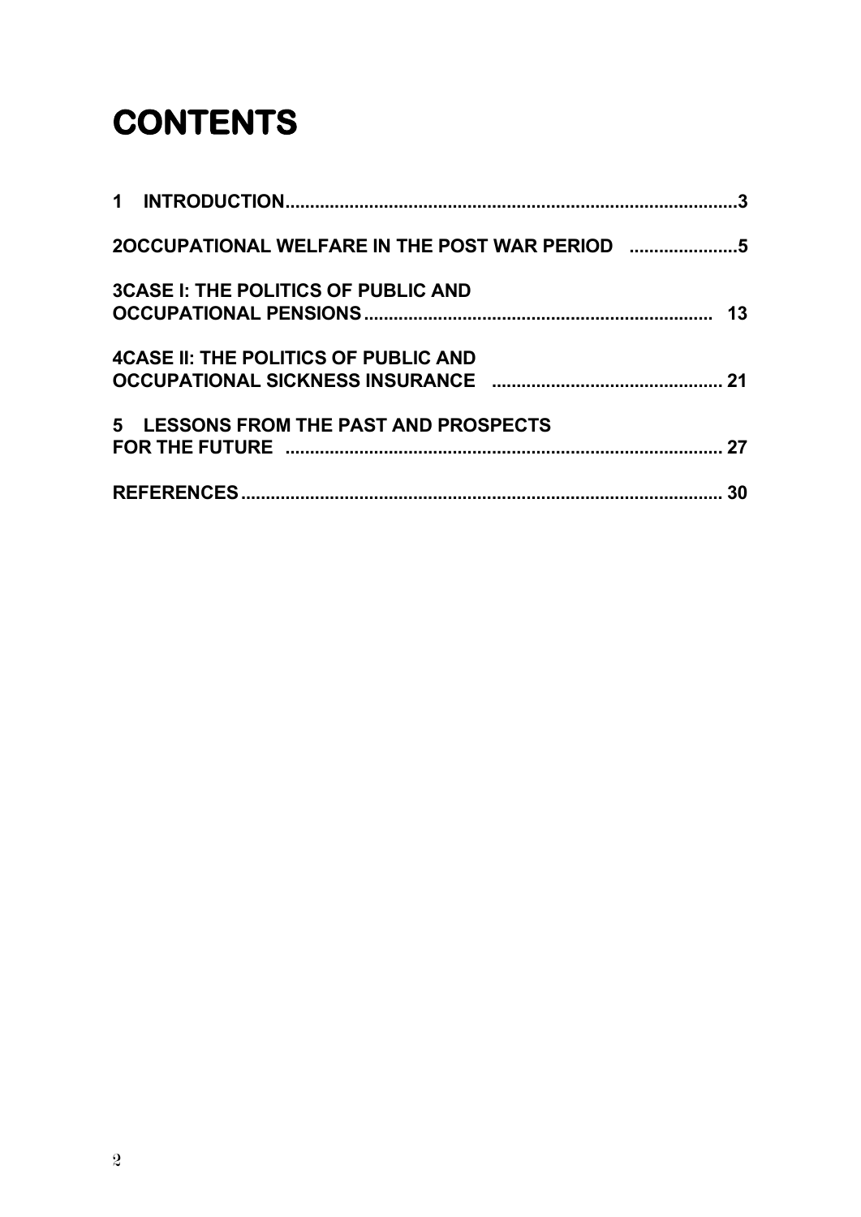# CONTENTS

1 INTRODUCTION..........................................................................................3

2OCCUPATIONAL WELFARE IN THE POST WAR PERIOD ......................5

3CASE I: THE POLITICS OF PUBLIC AND OCCUPATIONAL PENSIONS...................................................................... 13

4CASE II: THE POLITICS OF PUBLIC AND OCCUPATIONAL SICKNESS INSURANCE ............................................... 21

5 LESSONS FROM THE PAST AND PROSPECTS FOR THE FUTURE ........................................................................................ 27

REFERENCES................................................................................................ 30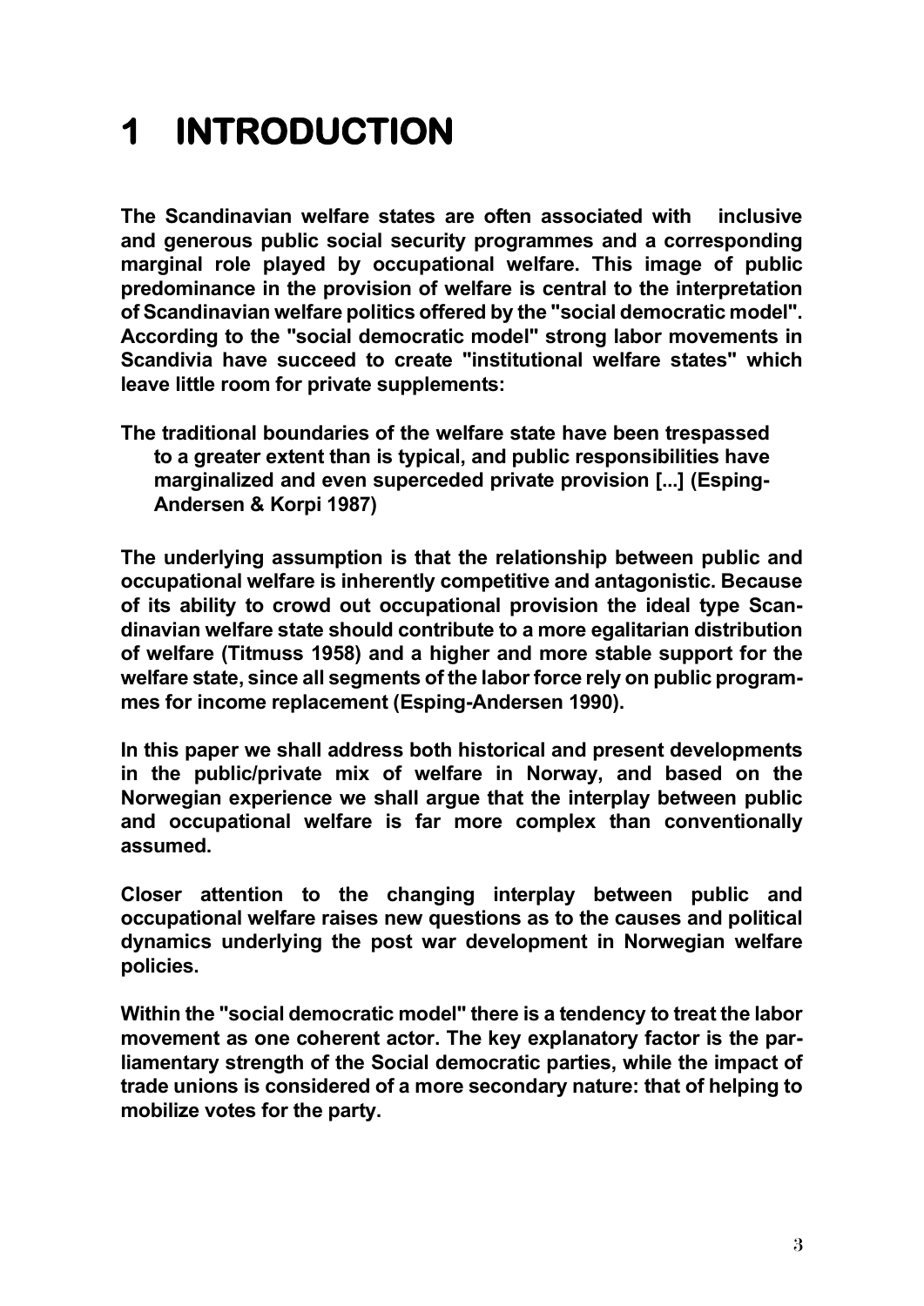# 1 INTRODUCTION

The Scandinavian welfare states are often associated with inclusive and generous public social security programmes and a corresponding marginal role played by occupational welfare. This image of public predominance in the provision of welfare is central to the interpretation of Scandinavian welfare politics offered by the "social democratic model". According to the "social democratic model" strong labor movements in Scandivia have succeed to create "institutional welfare states" which leave little room for private supplements:

> The traditional boundaries of the welfare state have been trespassed to a greater extent than is typical, and public responsibilities have marginalized and even superceded private provision [...] (Esping-Andersen & Korpi 1987)

The underlying assumption is that the relationship between public and occupational welfare is inherently competitive and antagonistic. Because of its ability to crowd out occupational provision the ideal type Scandinavian welfare state should contribute to a more egalitarian distribution of welfare (Titmuss 1958) and a higher and more stable support for the welfare state, since all segments of the labor force rely on public programmes for income replacement (Esping-Andersen 1990).

In this paper we shall address both historical and present developments in the public/private mix of welfare in Norway, and based on the Norwegian experience we shall argue that the interplay between public and occupational welfare is far more complex than conventionally assumed.

Closer attention to the changing interplay between public and occupational welfare raises new questions as to the causes and political dynamics underlying the post war development in Norwegian welfare policies.

Within the "social democratic model" there is a tendency to treat the labor movement as one coherent actor. The key explanatory factor is the parliamentary strength of the Social democratic parties, while the impact of trade unions is considered of a more secondary nature: that of helping to mobilize votes for the party.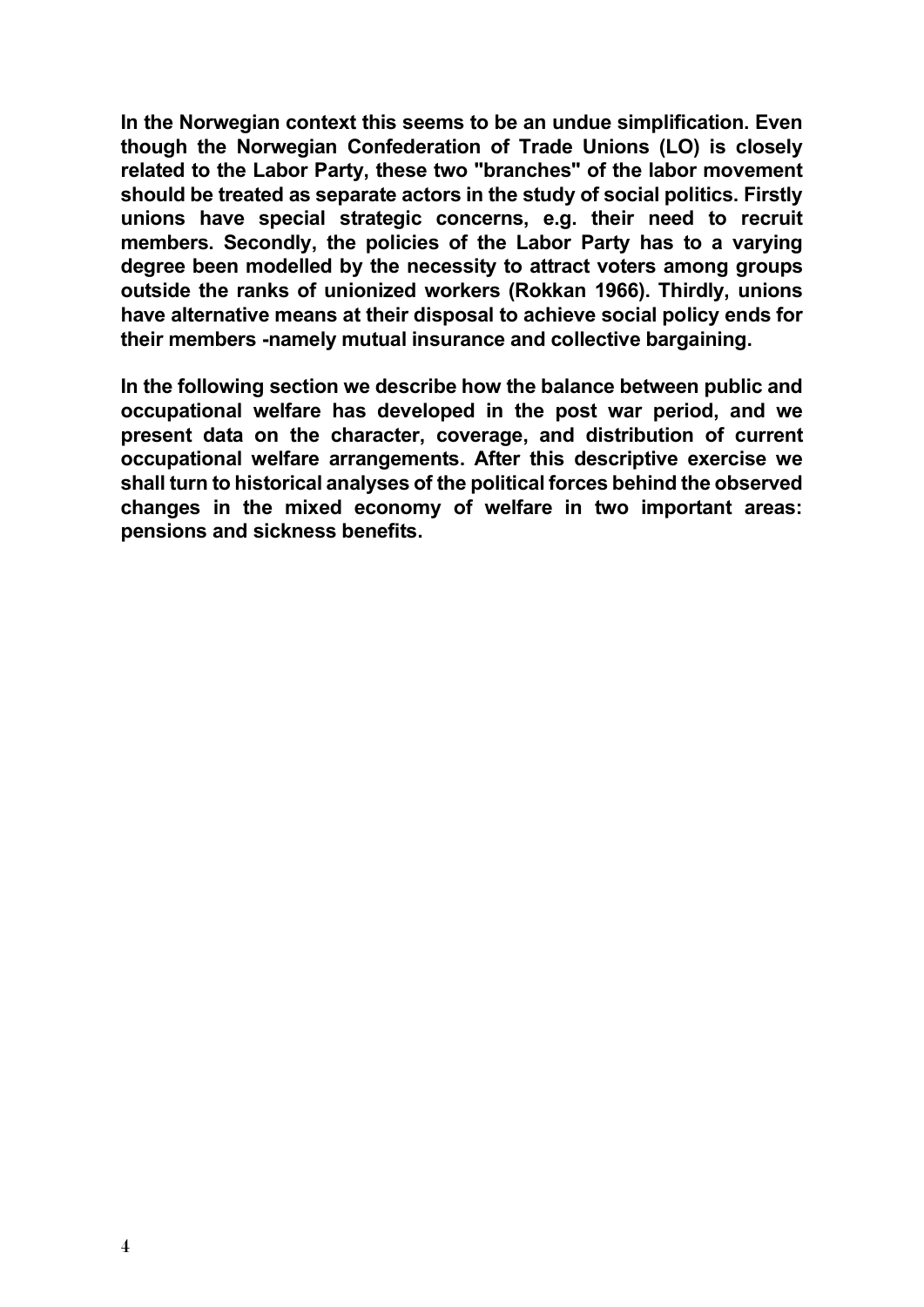**In the Norwegian context this seems to be an undue simplification. Even though the Norwegian Confederation of Trade Unions (LO) is closely related to the Labor Party, these two "branches" of the labor movement should be treated as separate actors in the study of social politics. Firstly unions have special strategic concerns, e.g. their need to recruit members. Secondly, the policies of the Labor Party has to a varying degree been modelled by the necessity to attract voters among groups outside the ranks of unionized workers (Rokkan 1966). Thirdly, unions have alternative means at their disposal to achieve social policy ends for their members -namely mutual insurance and collective bargaining.**

**In the following section we describe how the balance between public and occupational welfare has developed in the post war period, and we present data on the character, coverage, and distribution of current occupational welfare arrangements. After this descriptive exercise we shall turn to historical analyses of the political forces behind the observed changes in the mixed economy of welfare in two important areas: pensions and sickness benefits.**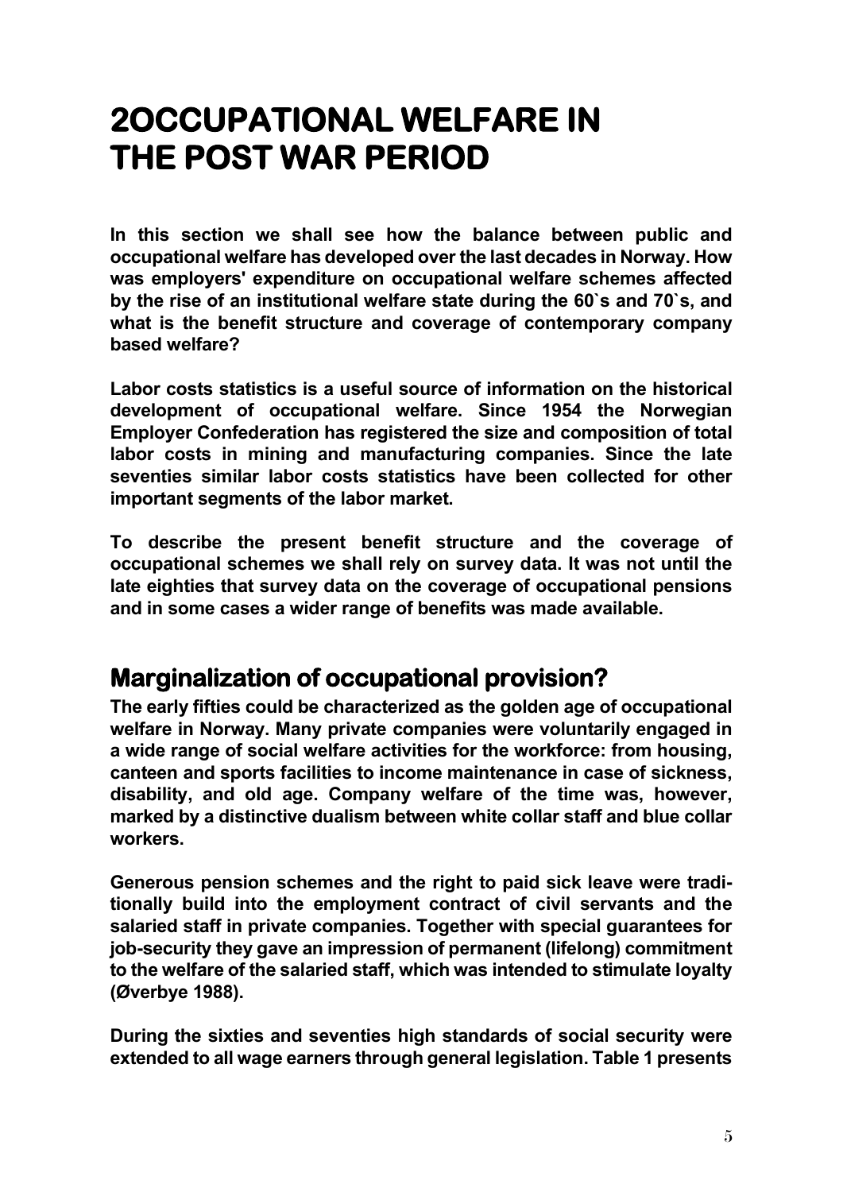# 2OCCUPATIONAL WELFARE IN THE POST WAR PERIOD

**In this section we shall see how the balance between public and occupational welfare has developed over the last decades in Norway. How was employers' expenditure on occupational welfare schemes affected by the rise of an institutional welfare state during the 60`s and 70`s, and what is the benefit structure and coverage of contemporary company based welfare?**

**Labor costs statistics is a useful source of information on the historical development of occupational welfare. Since 1954 the Norwegian Employer Confederation has registered the size and composition of total labor costs in mining and manufacturing companies. Since the late seventies similar labor costs statistics have been collected for other important segments of the labor market.**

**To describe the present benefit structure and the coverage of occupational schemes we shall rely on survey data. It was not until the late eighties that survey data on the coverage of occupational pensions and in some cases a wider range of benefits was made available.**

## Marginalization of occupational provision?

**The early fifties could be characterized as the golden age of occupational welfare in Norway. Many private companies were voluntarily engaged in a wide range of social welfare activities for the workforce: from housing, canteen and sports facilities to income maintenance in case of sickness, disability, and old age. Company welfare of the time was, however, marked by a distinctive dualism between white collar staff and blue collar workers.**

**Generous pension schemes and the right to paid sick leave were traditionally build into the employment contract of civil servants and the salaried staff in private companies. Together with special guarantees for job-security they gave an impression of permanent (lifelong) commitment to the welfare of the salaried staff, which was intended to stimulate loyalty (Øverbye 1988).**

**During the sixties and seventies high standards of social security were extended to all wage earners through general legislation. Table 1 presents**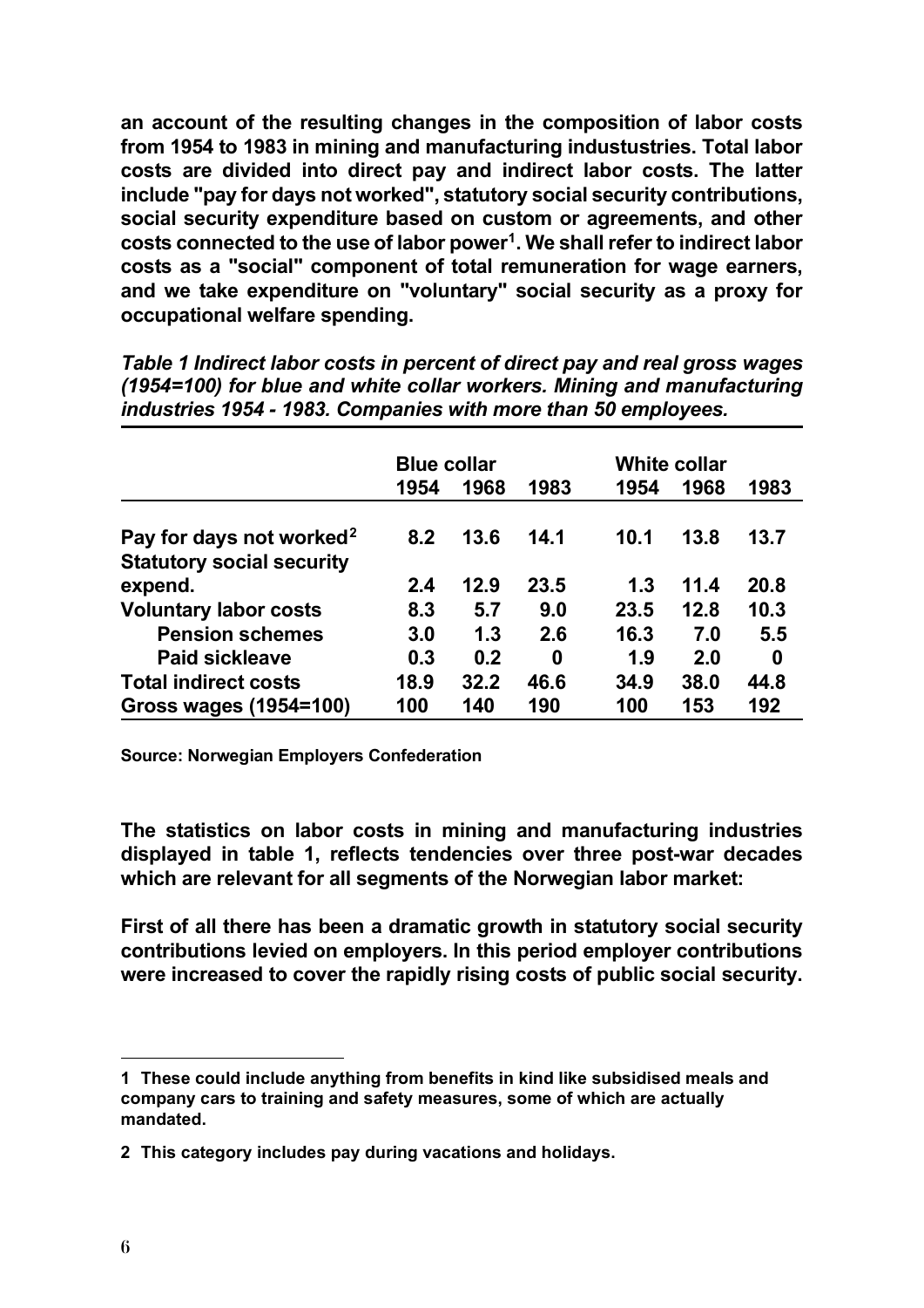**an account of the resulting changes in the composition of labor costs from 1954 to 1983 in mining and manufacturing industustries. Total labor costs are divided into direct pay and indirect labor costs. The latter include "pay for days not worked", statutory social security contributions, social security expenditure based on custom or agreements, and other costs connected to the use of labor power[1]. We shall refer to indirect labor costs as a "social" component of total remuneration for wage earners, and we take expenditure on "voluntary" social security as a proxy for occupational welfare spending.**

***Table 1 Indirect labor costs in percent of direct pay and real gross wages (1954=100) for blue and white collar workers. Mining and manufacturing industries 1954 - 1983. Companies with more than 50 employees.***

| | Blue collar | | | White collar | | |
|---|---|---|---|---|---|---|
| | 1954 | 1968 | 1983 | 1954 | 1968 | 1983 |
| Pay for days not worked[2] | 8.2 | 13.6 | 14.1 | 10.1 | 13.8 | 13.7 |
| Statutory social security expend. | 2.4 | 12.9 | 23.5 | 1.3 | 11.4 | 20.8 |
| Voluntary labor costs | 8.3 | 5.7 | 9.0 | 23.5 | 12.8 | 10.3 |
| Pension schemes | 3.0 | 1.3 | 2.6 | 16.3 | 7.0 | 5.5 |
| Paid sickleave | 0.3 | 0.2 | 0 | 1.9 | 2.0 | 0 |
| Total indirect costs | 18.9 | 32.2 | 46.6 | 34.9 | 38.0 | 44.8 |
| Gross wages (1954=100) | 100 | 140 | 190 | 100 | 153 | 192 |

**Source: Norwegian Employers Confederation**

**The statistics on labor costs in mining and manufacturing industries displayed in table 1, reflects tendencies over three post-war decades which are relevant for all segments of the Norwegian labor market:**

**First of all there has been a dramatic growth in statutory social security contributions levied on employers. In this period employer contributions were increased to cover the rapidly rising costs of public social security.**

---

**1 These could include anything from benefits in kind like subsidised meals and company cars to training and safety measures, some of which are actually mandated.**

**2 This category includes pay during vacations and holidays.**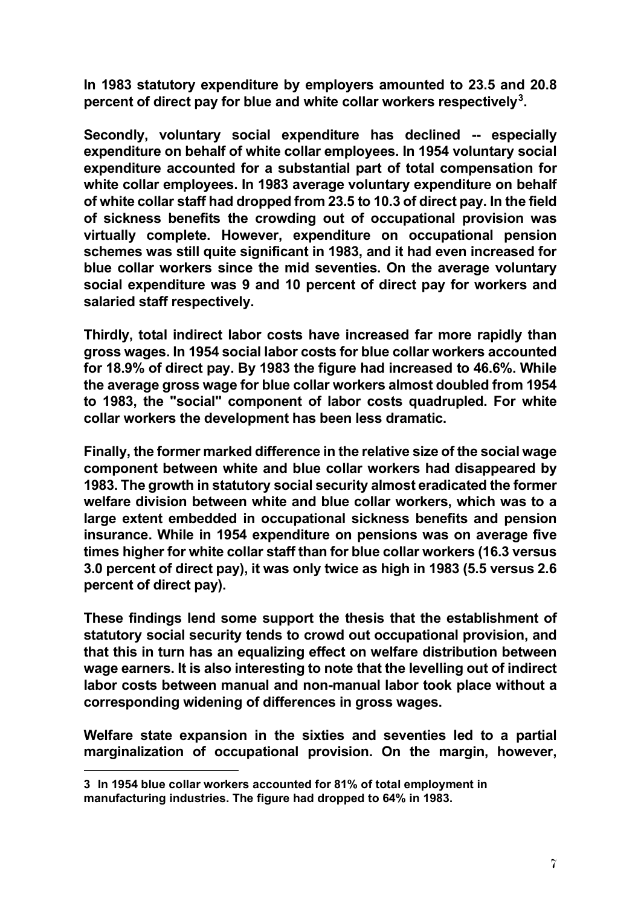In 1983 statutory expenditure by employers amounted to 23.5 and 20.8 percent of direct pay for blue and white collar workers respectively[3].

Secondly, voluntary social expenditure has declined -- especially expenditure on behalf of white collar employees. In 1954 voluntary social expenditure accounted for a substantial part of total compensation for white collar employees. In 1983 average voluntary expenditure on behalf of white collar staff had dropped from 23.5 to 10.3 of direct pay. In the field of sickness benefits the crowding out of occupational provision was virtually complete. However, expenditure on occupational pension schemes was still quite significant in 1983, and it had even increased for blue collar workers since the mid seventies. On the average voluntary social expenditure was 9 and 10 percent of direct pay for workers and salaried staff respectively.

Thirdly, total indirect labor costs have increased far more rapidly than gross wages. In 1954 social labor costs for blue collar workers accounted for 18.9% of direct pay. By 1983 the figure had increased to 46.6%. While the average gross wage for blue collar workers almost doubled from 1954 to 1983, the "social" component of labor costs quadrupled. For white collar workers the development has been less dramatic.

Finally, the former marked difference in the relative size of the social wage component between white and blue collar workers had disappeared by 1983. The growth in statutory social security almost eradicated the former welfare division between white and blue collar workers, which was to a large extent embedded in occupational sickness benefits and pension insurance. While in 1954 expenditure on pensions was on average five times higher for white collar staff than for blue collar workers (16.3 versus 3.0 percent of direct pay), it was only twice as high in 1983 (5.5 versus 2.6 percent of direct pay).

These findings lend some support the thesis that the establishment of statutory social security tends to crowd out occupational provision, and that this in turn has an equalizing effect on welfare distribution between wage earners. It is also interesting to note that the levelling out of indirect labor costs between manual and non-manual labor took place without a corresponding widening of differences in gross wages.

Welfare state expansion in the sixties and seventies led to a partial marginalization of occupational provision. On the margin, however,

---

3 In 1954 blue collar workers accounted for 81% of total employment in manufacturing industries. The figure had dropped to 64% in 1983.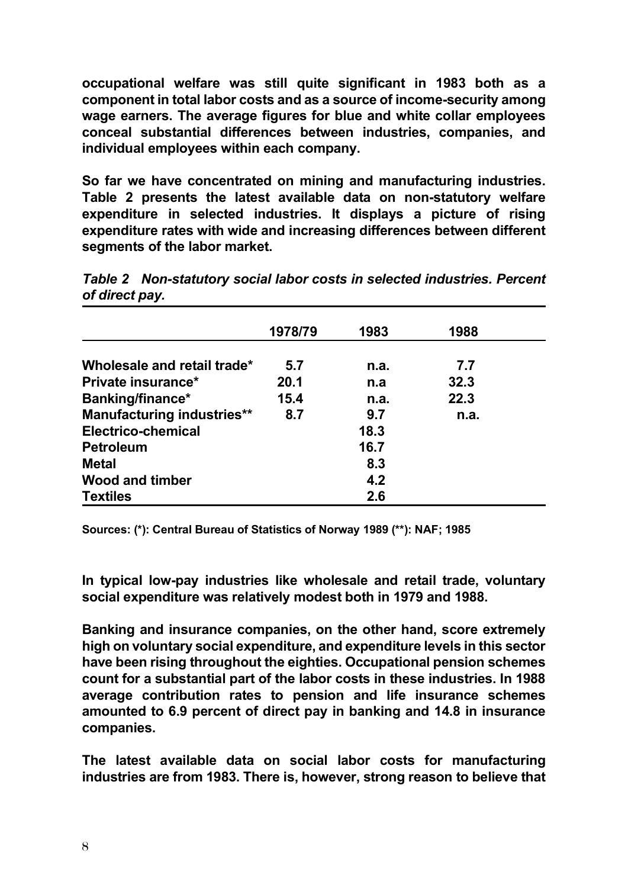**occupational welfare was still quite significant in 1983 both as a component in total labor costs and as a source of income-security among wage earners. The average figures for blue and white collar employees conceal substantial differences between industries, companies, and individual employees within each company.**

**So far we have concentrated on mining and manufacturing industries. Table 2 presents the latest available data on non-statutory welfare expenditure in selected industries. It displays a picture of rising expenditure rates with wide and increasing differences between different segments of the labor market.**

***Table 2 Non-statutory social labor costs in selected industries. Percent of direct pay.***

| | 1978/79 | 1983 | 1988 |
|---|---|---|---|
| Wholesale and retail trade* | 5.7 | n.a. | 7.7 |
| Private insurance* | 20.1 | n.a | 32.3 |
| Banking/finance* | 15.4 | n.a. | 22.3 |
| Manufacturing industries** | 8.7 | 9.7 | n.a. |
| Electrico-chemical | | 18.3 | |
| Petroleum | | 16.7 | |
| Metal | | 8.3 | |
| Wood and timber | | 4.2 | |
| Textiles | | 2.6 | |

**Sources: (*): Central Bureau of Statistics of Norway 1989 (**): NAF; 1985**

**In typical low-pay industries like wholesale and retail trade, voluntary social expenditure was relatively modest both in 1979 and 1988.**

**Banking and insurance companies, on the other hand, score extremely high on voluntary social expenditure, and expenditure levels in this sector have been rising throughout the eighties. Occupational pension schemes count for a substantial part of the labor costs in these industries. In 1988 average contribution rates to pension and life insurance schemes amounted to 6.9 percent of direct pay in banking and 14.8 in insurance companies.**

**The latest available data on social labor costs for manufacturing industries are from 1983. There is, however, strong reason to believe that**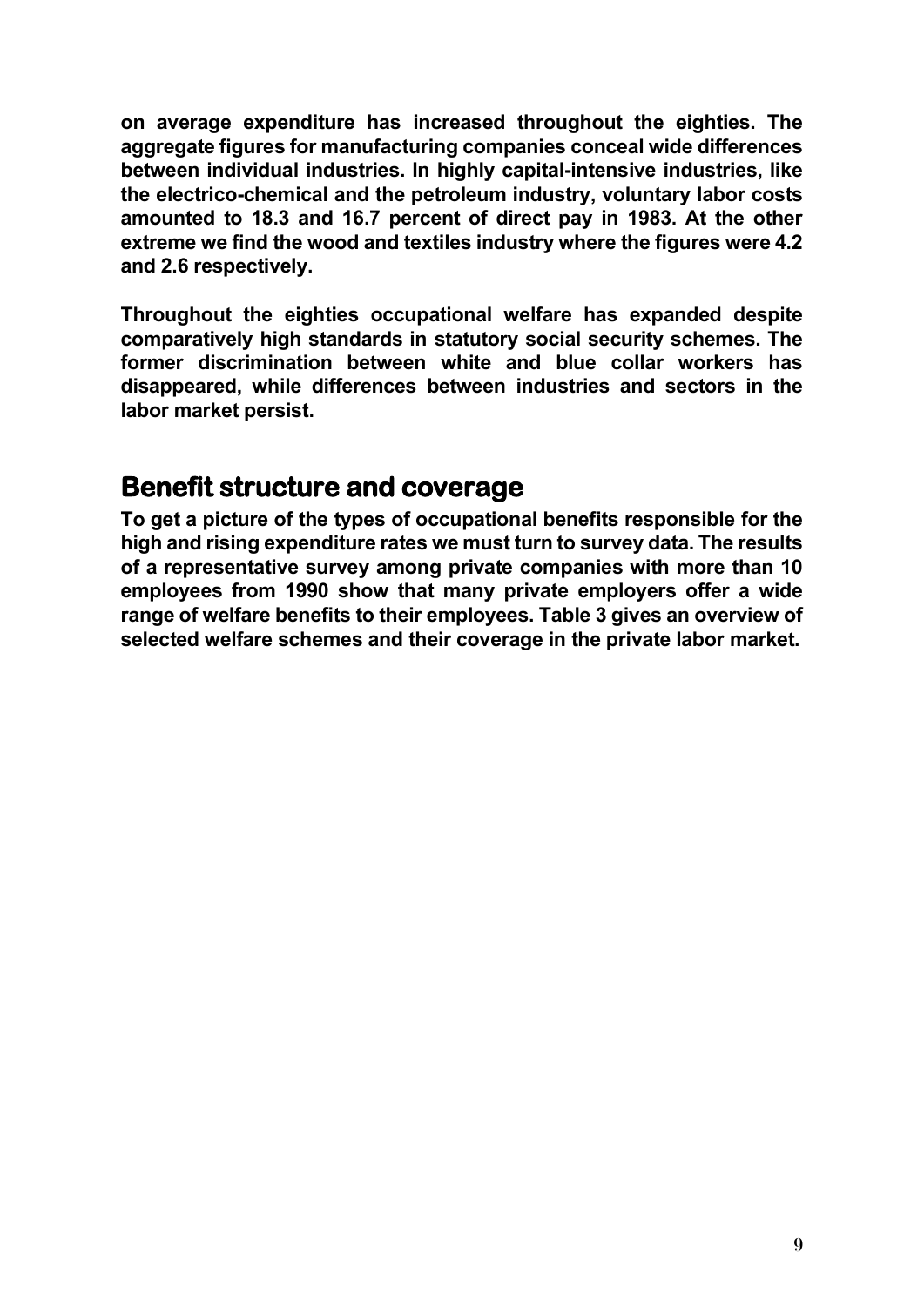on average expenditure has increased throughout the eighties. The aggregate figures for manufacturing companies conceal wide differences between individual industries. In highly capital-intensive industries, like the electrico-chemical and the petroleum industry, voluntary labor costs amounted to 18.3 and 16.7 percent of direct pay in 1983. At the other extreme we find the wood and textiles industry where the figures were 4.2 and 2.6 respectively.

Throughout the eighties occupational welfare has expanded despite comparatively high standards in statutory social security schemes. The former discrimination between white and blue collar workers has disappeared, while differences between industries and sectors in the labor market persist.

## Benefit structure and coverage

To get a picture of the types of occupational benefits responsible for the high and rising expenditure rates we must turn to survey data. The results of a representative survey among private companies with more than 10 employees from 1990 show that many private employers offer a wide range of welfare benefits to their employees. Table 3 gives an overview of selected welfare schemes and their coverage in the private labor market.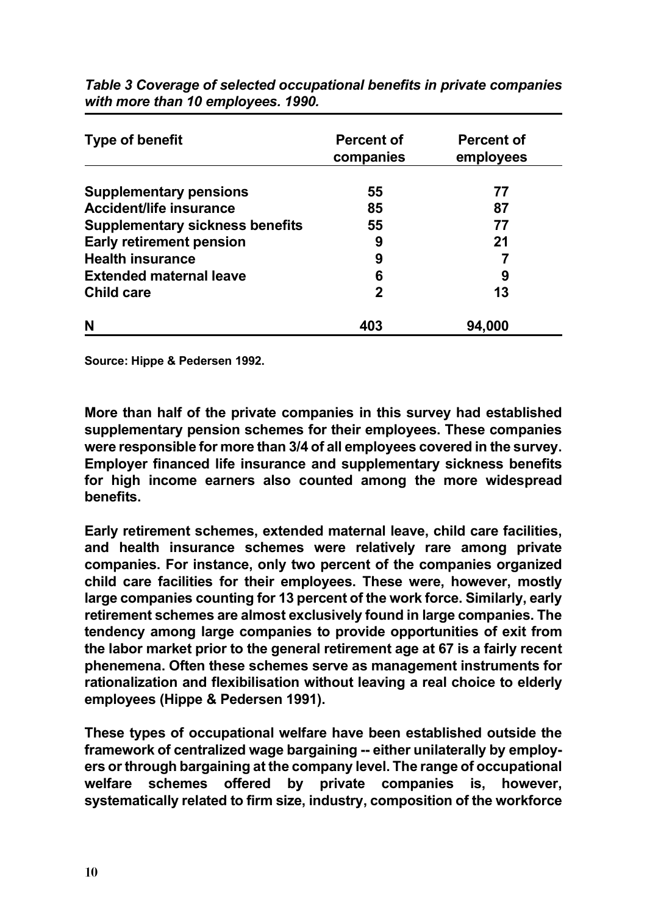*Table 3 Coverage of selected occupational benefits in private companies with more than 10 employees. 1990.*

| Type of benefit | Percent of companies | Percent of employees |
|---|---|---|
| Supplementary pensions | 55 | 77 |
| Accident/life insurance | 85 | 87 |
| Supplementary sickness benefits | 55 | 77 |
| Early retirement pension | 9 | 21 |
| Health insurance | 9 | 7 |
| Extended maternal leave | 6 | 9 |
| Child care | 2 | 13 |
| N | 403 | 94,000 |

Source: Hippe & Pedersen 1992.

More than half of the private companies in this survey had established supplementary pension schemes for their employees. These companies were responsible for more than 3/4 of all employees covered in the survey. Employer financed life insurance and supplementary sickness benefits for high income earners also counted among the more widespread benefits.

Early retirement schemes, extended maternal leave, child care facilities, and health insurance schemes were relatively rare among private companies. For instance, only two percent of the companies organized child care facilities for their employees. These were, however, mostly large companies counting for 13 percent of the work force. Similarly, early retirement schemes are almost exclusively found in large companies. The tendency among large companies to provide opportunities of exit from the labor market prior to the general retirement age at 67 is a fairly recent phenemena. Often these schemes serve as management instruments for rationalization and flexibilisation without leaving a real choice to elderly employees (Hippe & Pedersen 1991).

These types of occupational welfare have been established outside the framework of centralized wage bargaining -- either unilaterally by employers or through bargaining at the company level. The range of occupational welfare schemes offered by private companies is, however, systematically related to firm size, industry, composition of the workforce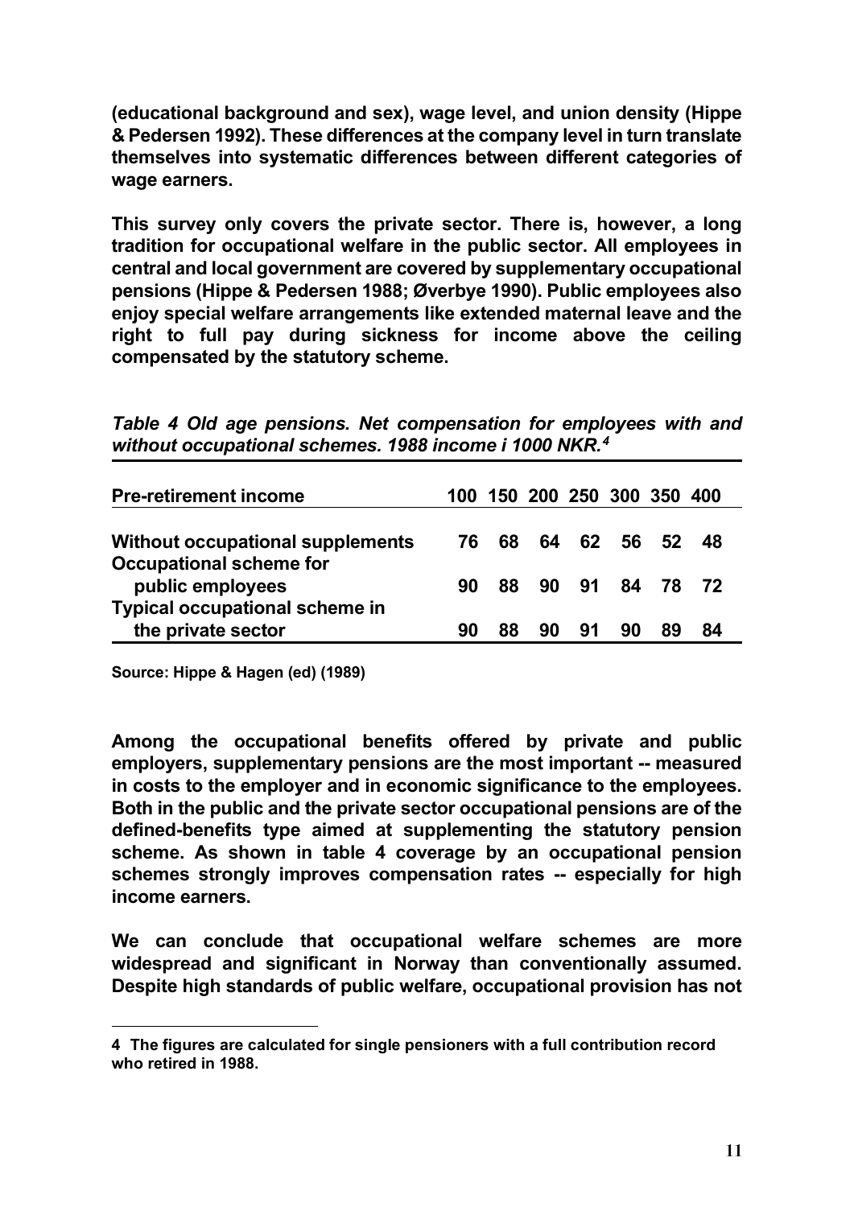**(educational background and sex), wage level, and union density (Hippe & Pedersen 1992). These differences at the company level in turn translate themselves into systematic differences between different categories of wage earners.**

**This survey only covers the private sector. There is, however, a long tradition for occupational welfare in the public sector. All employees in central and local government are covered by supplementary occupational pensions (Hippe & Pedersen 1988; Øverbye 1990). Public employees also enjoy special welfare arrangements like extended maternal leave and the right to full pay during sickness for income above the ceiling compensated by the statutory scheme.**

***Table 4 Old age pensions. Net compensation for employees with and without occupational schemes. 1988 income i 1000 NKR.[4]***

| Pre-retirement income | 100 | 150 | 200 | 250 | 300 | 350 | 400 |
|---|---|---|---|---|---|---|---|
| Without occupational supplements | 76 | 68 | 64 | 62 | 56 | 52 | 48 |
| Occupational scheme for public employees | 90 | 88 | 90 | 91 | 84 | 78 | 72 |
| Typical occupational scheme in the private sector | 90 | 88 | 90 | 91 | 90 | 89 | 84 |

**Source: Hippe & Hagen (ed) (1989)**

**Among the occupational benefits offered by private and public employers, supplementary pensions are the most important -- measured in costs to the employer and in economic significance to the employees. Both in the public and the private sector occupational pensions are of the defined-benefits type aimed at supplementing the statutory pension scheme. As shown in table 4 coverage by an occupational pension schemes strongly improves compensation rates -- especially for high income earners.**

**We can conclude that occupational welfare schemes are more widespread and significant in Norway than conventionally assumed. Despite high standards of public welfare, occupational provision has not**

**4 The figures are calculated for single pensioners with a full contribution record who retired in 1988.**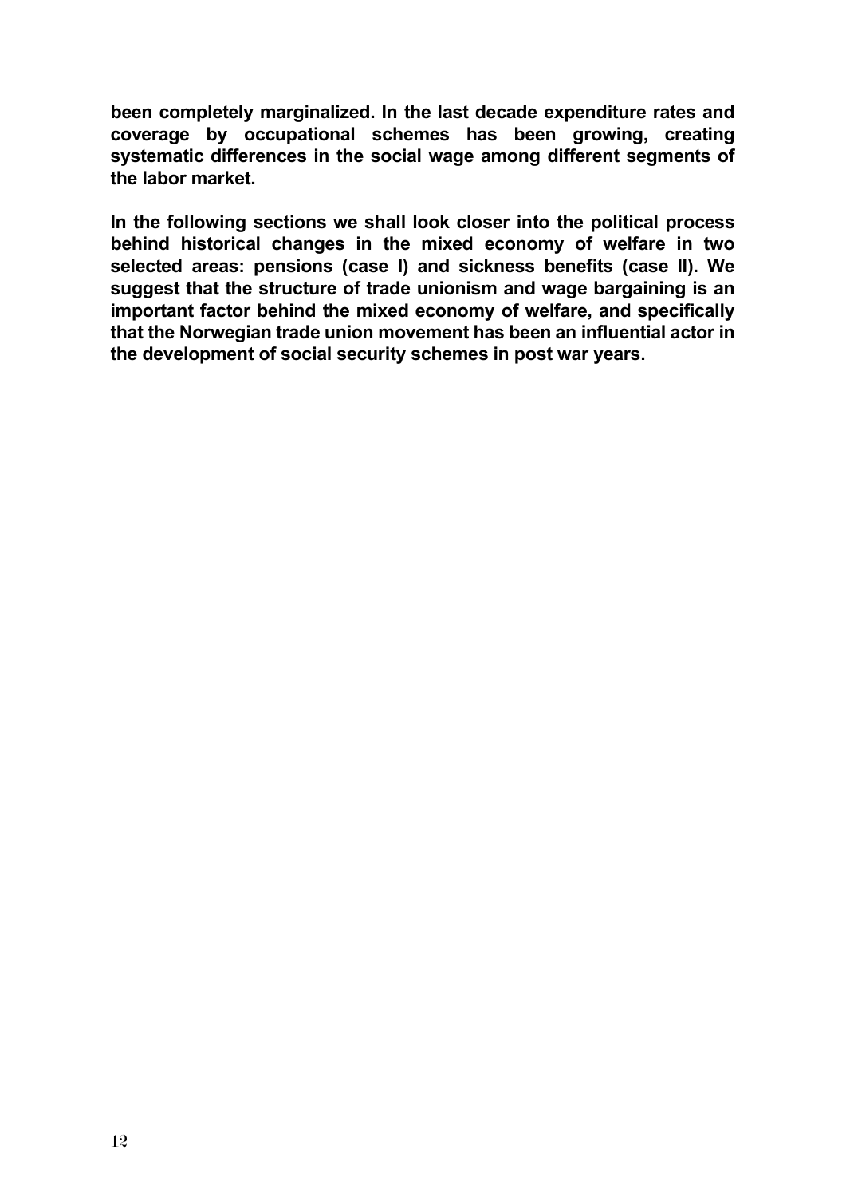**been completely marginalized. In the last decade expenditure rates and coverage by occupational schemes has been growing, creating systematic differences in the social wage among different segments of the labor market.**

**In the following sections we shall look closer into the political process behind historical changes in the mixed economy of welfare in two selected areas: pensions (case I) and sickness benefits (case II). We suggest that the structure of trade unionism and wage bargaining is an important factor behind the mixed economy of welfare, and specifically that the Norwegian trade union movement has been an influential actor in the development of social security schemes in post war years.**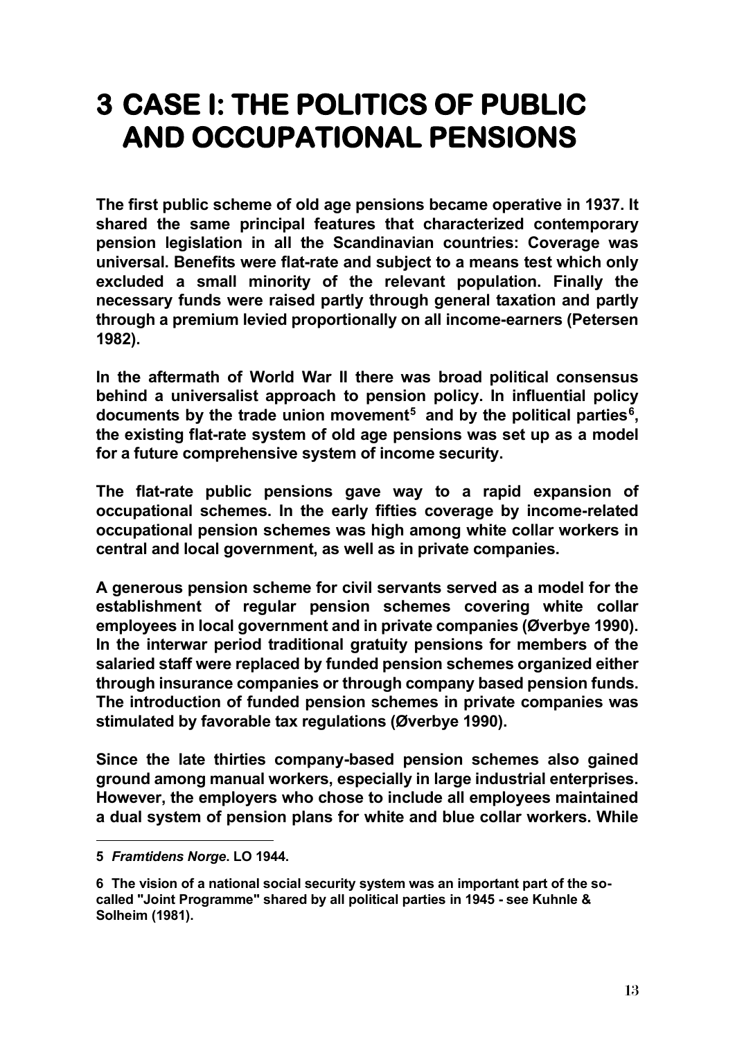# 3 CASE I: THE POLITICS OF PUBLIC AND OCCUPATIONAL PENSIONS

The first public scheme of old age pensions became operative in 1937. It shared the same principal features that characterized contemporary pension legislation in all the Scandinavian countries: Coverage was universal. Benefits were flat-rate and subject to a means test which only excluded a small minority of the relevant population. Finally the necessary funds were raised partly through general taxation and partly through a premium levied proportionally on all income-earners (Petersen 1982).

In the aftermath of World War II there was broad political consensus behind a universalist approach to pension policy. In influential policy documents by the trade union movement[5] and by the political parties[6], the existing flat-rate system of old age pensions was set up as a model for a future comprehensive system of income security.

The flat-rate public pensions gave way to a rapid expansion of occupational schemes. In the early fifties coverage by income-related occupational pension schemes was high among white collar workers in central and local government, as well as in private companies.

A generous pension scheme for civil servants served as a model for the establishment of regular pension schemes covering white collar employees in local government and in private companies (Øverbye 1990). In the interwar period traditional gratuity pensions for members of the salaried staff were replaced by funded pension schemes organized either through insurance companies or through company based pension funds. The introduction of funded pension schemes in private companies was stimulated by favorable tax regulations (Øverbye 1990).

Since the late thirties company-based pension schemes also gained ground among manual workers, especially in large industrial enterprises. However, the employers who chose to include all employees maintained a dual system of pension plans for white and blue collar workers. While

---

5 *Framtidens Norge*. LO 1944.

6 The vision of a national social security system was an important part of the so-called "Joint Programme" shared by all political parties in 1945 - see Kuhnle & Solheim (1981).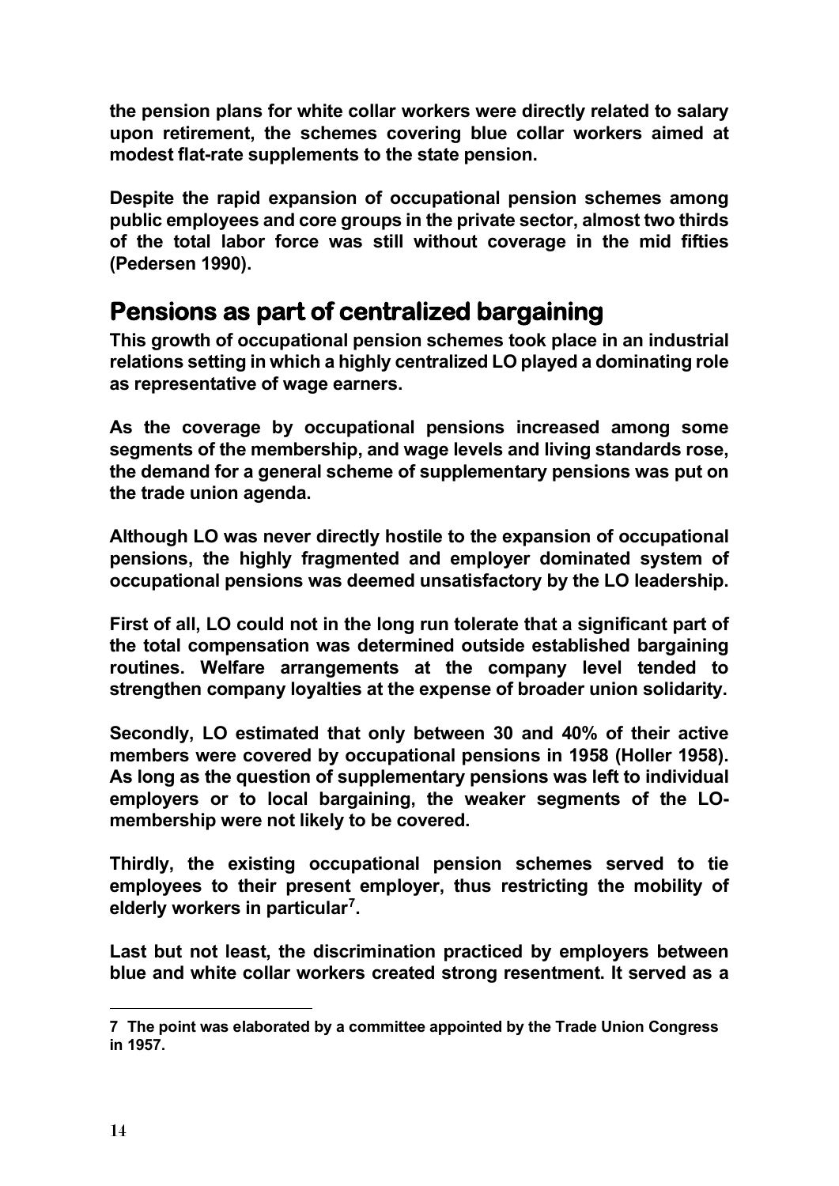the pension plans for white collar workers were directly related to salary upon retirement, the schemes covering blue collar workers aimed at modest flat-rate supplements to the state pension.

Despite the rapid expansion of occupational pension schemes among public employees and core groups in the private sector, almost two thirds of the total labor force was still without coverage in the mid fifties (Pedersen 1990).

## Pensions as part of centralized bargaining

This growth of occupational pension schemes took place in an industrial relations setting in which a highly centralized LO played a dominating role as representative of wage earners.

As the coverage by occupational pensions increased among some segments of the membership, and wage levels and living standards rose, the demand for a general scheme of supplementary pensions was put on the trade union agenda.

Although LO was never directly hostile to the expansion of occupational pensions, the highly fragmented and employer dominated system of occupational pensions was deemed unsatisfactory by the LO leadership.

First of all, LO could not in the long run tolerate that a significant part of the total compensation was determined outside established bargaining routines. Welfare arrangements at the company level tended to strengthen company loyalties at the expense of broader union solidarity.

Secondly, LO estimated that only between 30 and 40% of their active members were covered by occupational pensions in 1958 (Holler 1958). As long as the question of supplementary pensions was left to individual employers or to local bargaining, the weaker segments of the LO-membership were not likely to be covered.

Thirdly, the existing occupational pension schemes served to tie employees to their present employer, thus restricting the mobility of elderly workers in particular[7].

Last but not least, the discrimination practiced by employers between blue and white collar workers created strong resentment. It served as a

---

7 The point was elaborated by a committee appointed by the Trade Union Congress in 1957.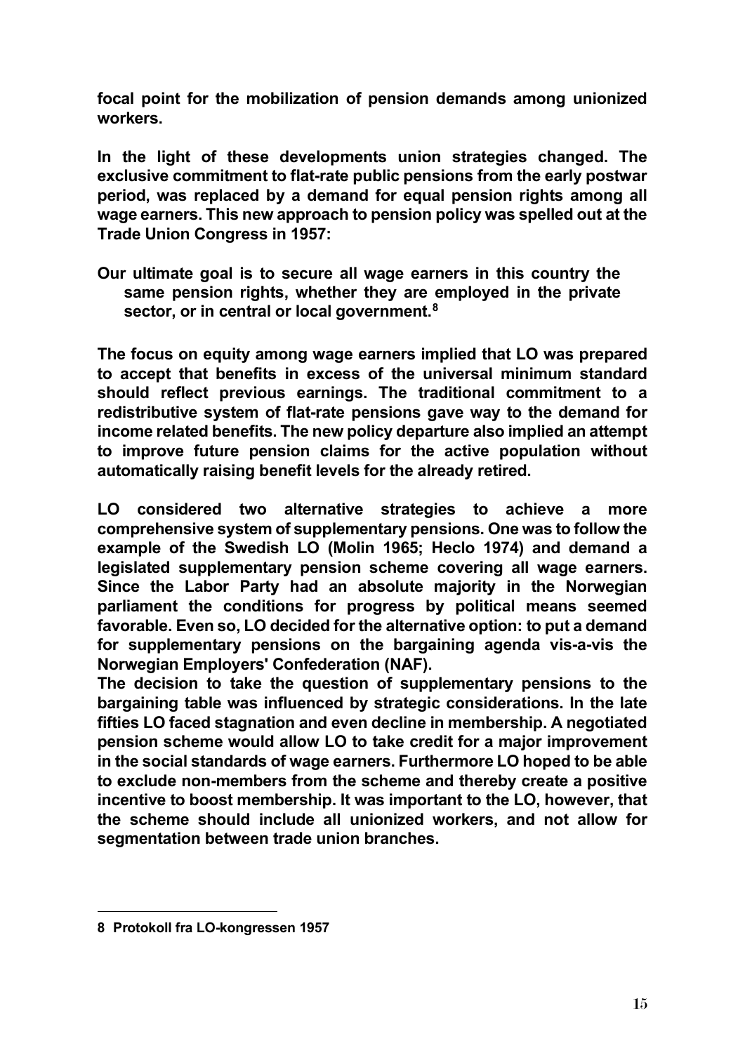focal point for the mobilization of pension demands among unionized workers.

In the light of these developments union strategies changed. The exclusive commitment to flat-rate public pensions from the early postwar period, was replaced by a demand for equal pension rights among all wage earners. This new approach to pension policy was spelled out at the Trade Union Congress in 1957:

> Our ultimate goal is to secure all wage earners in this country the same pension rights, whether they are employed in the private sector, or in central or local government.[8]

The focus on equity among wage earners implied that LO was prepared to accept that benefits in excess of the universal minimum standard should reflect previous earnings. The traditional commitment to a redistributive system of flat-rate pensions gave way to the demand for income related benefits. The new policy departure also implied an attempt to improve future pension claims for the active population without automatically raising benefit levels for the already retired.

LO considered two alternative strategies to achieve a more comprehensive system of supplementary pensions. One was to follow the example of the Swedish LO (Molin 1965; Heclo 1974) and demand a legislated supplementary pension scheme covering all wage earners. Since the Labor Party had an absolute majority in the Norwegian parliament the conditions for progress by political means seemed favorable. Even so, LO decided for the alternative option: to put a demand for supplementary pensions on the bargaining agenda vis-a-vis the Norwegian Employers' Confederation (NAF).

The decision to take the question of supplementary pensions to the bargaining table was influenced by strategic considerations. In the late fifties LO faced stagnation and even decline in membership. A negotiated pension scheme would allow LO to take credit for a major improvement in the social standards of wage earners. Furthermore LO hoped to be able to exclude non-members from the scheme and thereby create a positive incentive to boost membership. It was important to the LO, however, that the scheme should include all unionized workers, and not allow for segmentation between trade union branches.

---

8 Protokoll fra LO-kongressen 1957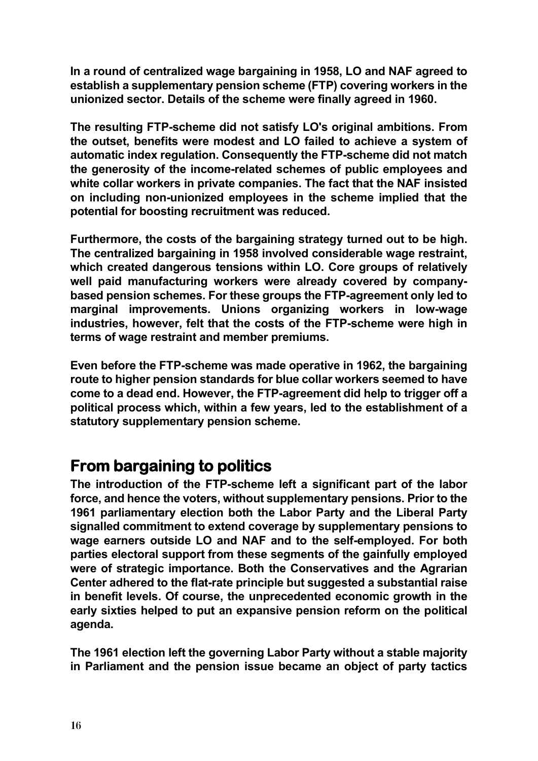In a round of centralized wage bargaining in 1958, LO and NAF agreed to establish a supplementary pension scheme (FTP) covering workers in the unionized sector. Details of the scheme were finally agreed in 1960.

The resulting FTP-scheme did not satisfy LO's original ambitions. From the outset, benefits were modest and LO failed to achieve a system of automatic index regulation. Consequently the FTP-scheme did not match the generosity of the income-related schemes of public employees and white collar workers in private companies. The fact that the NAF insisted on including non-unionized employees in the scheme implied that the potential for boosting recruitment was reduced.

Furthermore, the costs of the bargaining strategy turned out to be high. The centralized bargaining in 1958 involved considerable wage restraint, which created dangerous tensions within LO. Core groups of relatively well paid manufacturing workers were already covered by company-based pension schemes. For these groups the FTP-agreement only led to marginal improvements. Unions organizing workers in low-wage industries, however, felt that the costs of the FTP-scheme were high in terms of wage restraint and member premiums.

Even before the FTP-scheme was made operative in 1962, the bargaining route to higher pension standards for blue collar workers seemed to have come to a dead end. However, the FTP-agreement did help to trigger off a political process which, within a few years, led to the establishment of a statutory supplementary pension scheme.

## From bargaining to politics

The introduction of the FTP-scheme left a significant part of the labor force, and hence the voters, without supplementary pensions. Prior to the 1961 parliamentary election both the Labor Party and the Liberal Party signalled commitment to extend coverage by supplementary pensions to wage earners outside LO and NAF and to the self-employed. For both parties electoral support from these segments of the gainfully employed were of strategic importance. Both the Conservatives and the Agrarian Center adhered to the flat-rate principle but suggested a substantial raise in benefit levels. Of course, the unprecedented economic growth in the early sixties helped to put an expansive pension reform on the political agenda.

The 1961 election left the governing Labor Party without a stable majority in Parliament and the pension issue became an object of party tactics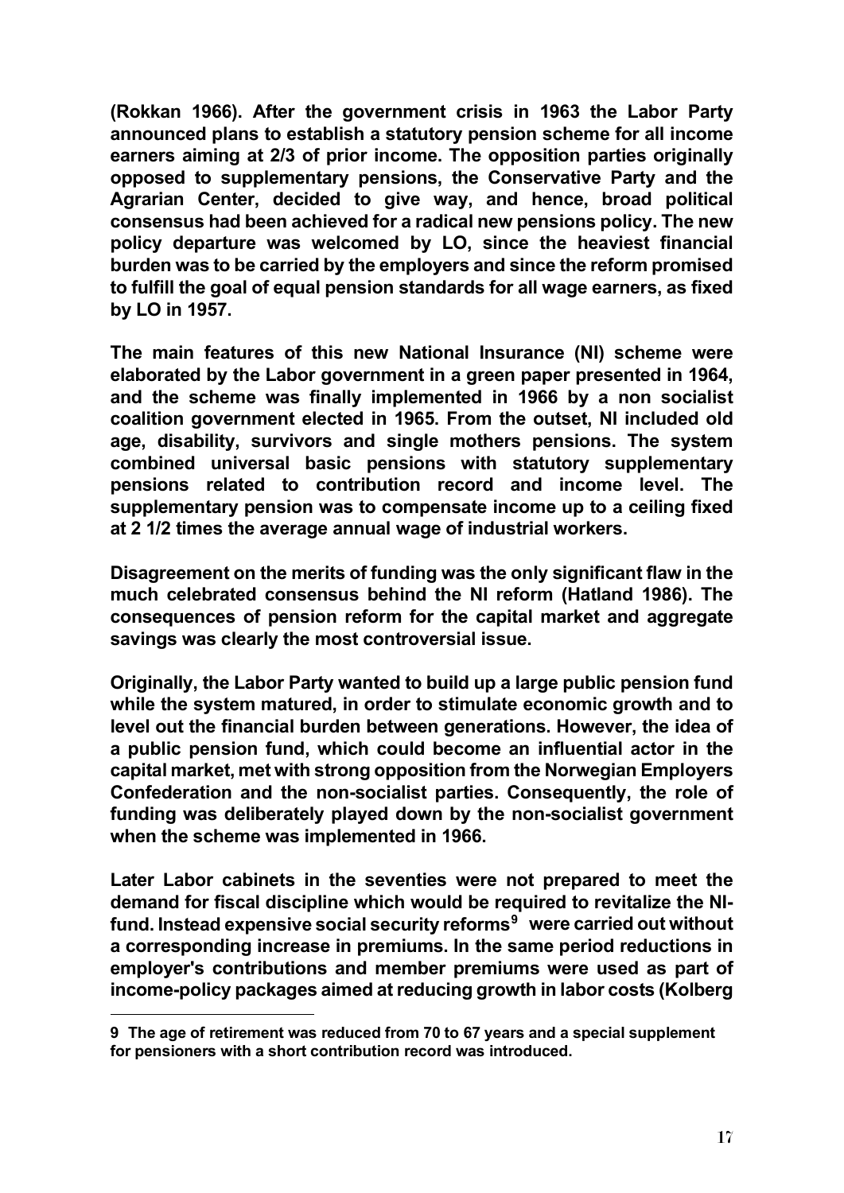(Rokkan 1966). After the government crisis in 1963 the Labor Party announced plans to establish a statutory pension scheme for all income earners aiming at 2/3 of prior income. The opposition parties originally opposed to supplementary pensions, the Conservative Party and the Agrarian Center, decided to give way, and hence, broad political consensus had been achieved for a radical new pensions policy. The new policy departure was welcomed by LO, since the heaviest financial burden was to be carried by the employers and since the reform promised to fulfill the goal of equal pension standards for all wage earners, as fixed by LO in 1957.

The main features of this new National Insurance (NI) scheme were elaborated by the Labor government in a green paper presented in 1964, and the scheme was finally implemented in 1966 by a non socialist coalition government elected in 1965. From the outset, NI included old age, disability, survivors and single mothers pensions. The system combined universal basic pensions with statutory supplementary pensions related to contribution record and income level. The supplementary pension was to compensate income up to a ceiling fixed at 2 1/2 times the average annual wage of industrial workers.

Disagreement on the merits of funding was the only significant flaw in the much celebrated consensus behind the NI reform (Hatland 1986). The consequences of pension reform for the capital market and aggregate savings was clearly the most controversial issue.

Originally, the Labor Party wanted to build up a large public pension fund while the system matured, in order to stimulate economic growth and to level out the financial burden between generations. However, the idea of a public pension fund, which could become an influential actor in the capital market, met with strong opposition from the Norwegian Employers Confederation and the non-socialist parties. Consequently, the role of funding was deliberately played down by the non-socialist government when the scheme was implemented in 1966.

Later Labor cabinets in the seventies were not prepared to meet the demand for fiscal discipline which would be required to revitalize the NI-fund. Instead expensive social security reforms[9] were carried out without a corresponding increase in premiums. In the same period reductions in employer's contributions and member premiums were used as part of income-policy packages aimed at reducing growth in labor costs (Kolberg

9 The age of retirement was reduced from 70 to 67 years and a special supplement for pensioners with a short contribution record was introduced.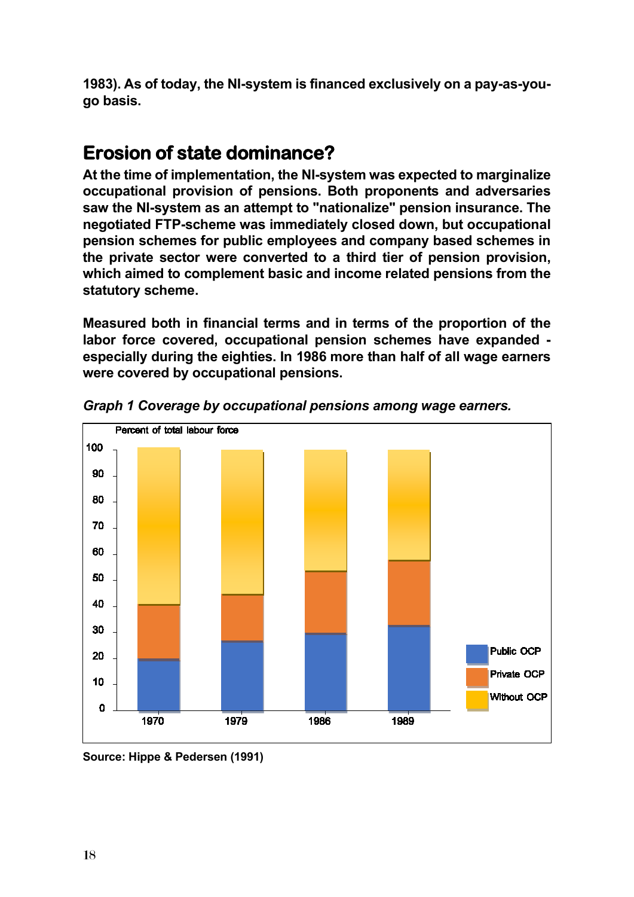1983). As of today, the NI-system is financed exclusively on a pay-as-you-go basis.

## Erosion of state dominance?

At the time of implementation, the NI-system was expected to marginalize occupational provision of pensions. Both proponents and adversaries saw the NI-system as an attempt to "nationalize" pension insurance. The negotiated FTP-scheme was immediately closed down, but occupational pension schemes for public employees and company based schemes in the private sector were converted to a third tier of pension provision, which aimed to complement basic and income related pensions from the statutory scheme.

Measured both in financial terms and in terms of the proportion of the labor force covered, occupational pension schemes have expanded - especially during the eighties. In 1986 more than half of all wage earners were covered by occupational pensions.

*Graph 1 Coverage by occupational pensions among wage earners.*

Source: Hippe & Pedersen (1991)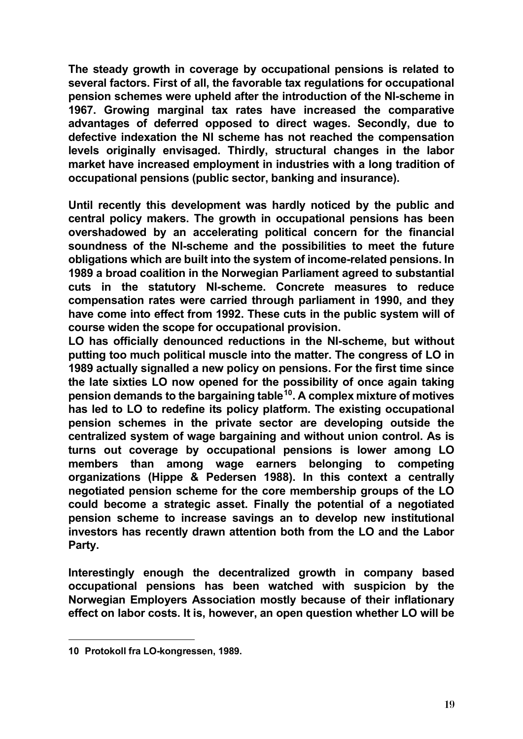The steady growth in coverage by occupational pensions is related to several factors. First of all, the favorable tax regulations for occupational pension schemes were upheld after the introduction of the NI-scheme in 1967. Growing marginal tax rates have increased the comparative advantages of deferred opposed to direct wages. Secondly, due to defective indexation the NI scheme has not reached the compensation levels originally envisaged. Thirdly, structural changes in the labor market have increased employment in industries with a long tradition of occupational pensions (public sector, banking and insurance).

Until recently this development was hardly noticed by the public and central policy makers. The growth in occupational pensions has been overshadowed by an accelerating political concern for the financial soundness of the NI-scheme and the possibilities to meet the future obligations which are built into the system of income-related pensions. In 1989 a broad coalition in the Norwegian Parliament agreed to substantial cuts in the statutory NI-scheme. Concrete measures to reduce compensation rates were carried through parliament in 1990, and they have come into effect from 1992. These cuts in the public system will of course widen the scope for occupational provision.

LO has officially denounced reductions in the NI-scheme, but without putting too much political muscle into the matter. The congress of LO in 1989 actually signalled a new policy on pensions. For the first time since the late sixties LO now opened for the possibility of once again taking pension demands to the bargaining table[10]. A complex mixture of motives has led to LO to redefine its policy platform. The existing occupational pension schemes in the private sector are developing outside the centralized system of wage bargaining and without union control. As is turns out coverage by occupational pensions is lower among LO members than among wage earners belonging to competing organizations (Hippe & Pedersen 1988). In this context a centrally negotiated pension scheme for the core membership groups of the LO could become a strategic asset. Finally the potential of a negotiated pension scheme to increase savings an to develop new institutional investors has recently drawn attention both from the LO and the Labor Party.

Interestingly enough the decentralized growth in company based occupational pensions has been watched with suspicion by the Norwegian Employers Association mostly because of their inflationary effect on labor costs. It is, however, an open question whether LO will be

---

10 Protokoll fra LO-kongressen, 1989.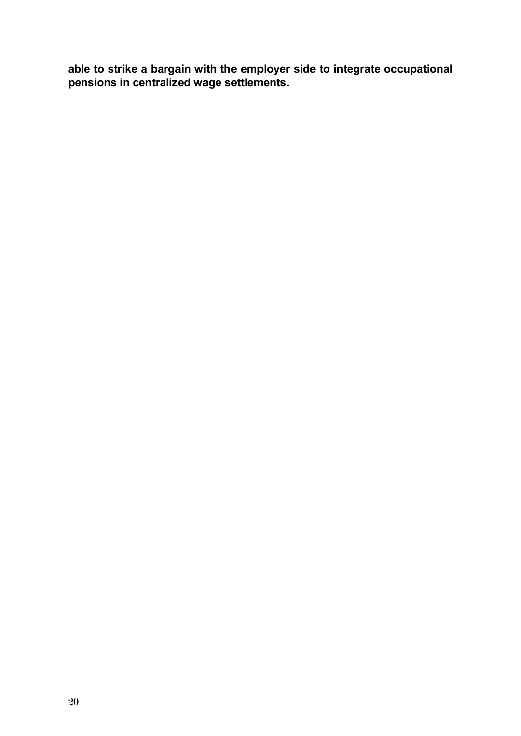**able to strike a bargain with the employer side to integrate occupational pensions in centralized wage settlements.**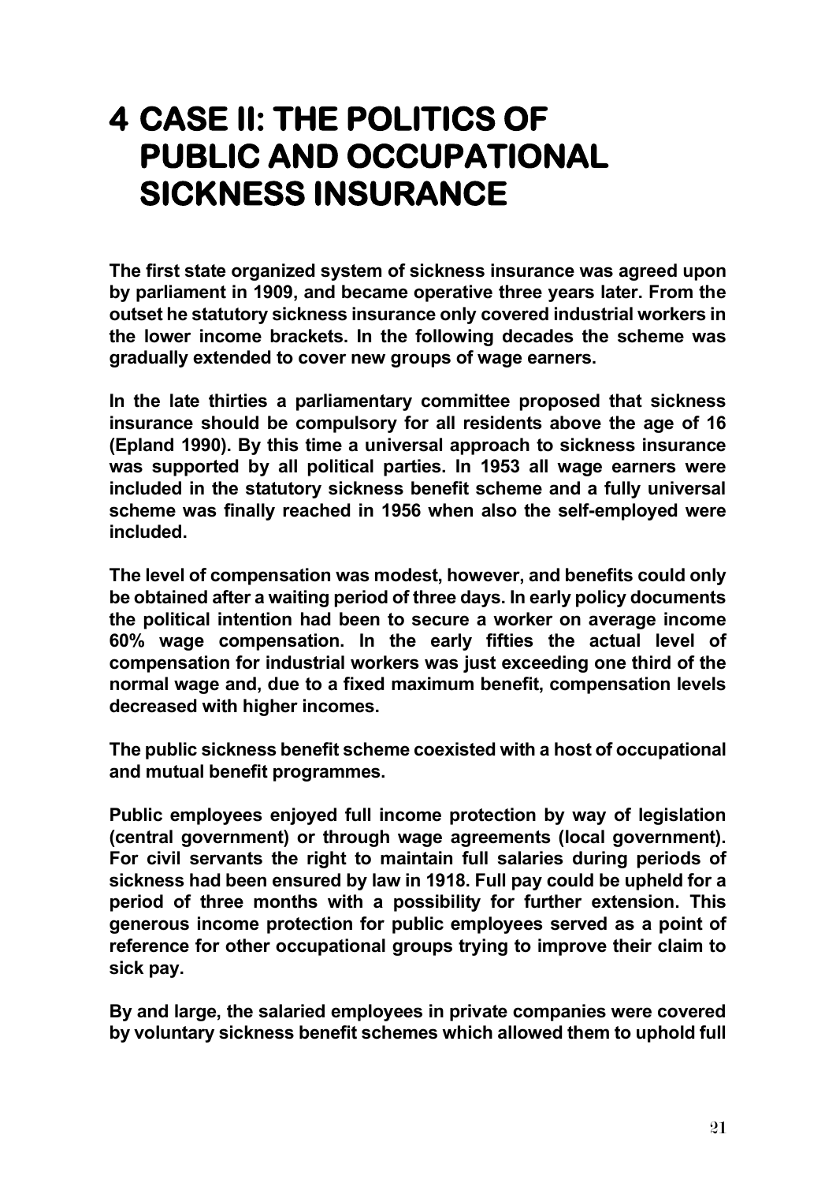# 4 CASE II: THE POLITICS OF PUBLIC AND OCCUPATIONAL SICKNESS INSURANCE

**The first state organized system of sickness insurance was agreed upon by parliament in 1909, and became operative three years later. From the outset he statutory sickness insurance only covered industrial workers in the lower income brackets. In the following decades the scheme was gradually extended to cover new groups of wage earners.**

**In the late thirties a parliamentary committee proposed that sickness insurance should be compulsory for all residents above the age of 16 (Epland 1990). By this time a universal approach to sickness insurance was supported by all political parties. In 1953 all wage earners were included in the statutory sickness benefit scheme and a fully universal scheme was finally reached in 1956 when also the self-employed were included.**

**The level of compensation was modest, however, and benefits could only be obtained after a waiting period of three days. In early policy documents the political intention had been to secure a worker on average income 60% wage compensation. In the early fifties the actual level of compensation for industrial workers was just exceeding one third of the normal wage and, due to a fixed maximum benefit, compensation levels decreased with higher incomes.**

**The public sickness benefit scheme coexisted with a host of occupational and mutual benefit programmes.**

**Public employees enjoyed full income protection by way of legislation (central government) or through wage agreements (local government). For civil servants the right to maintain full salaries during periods of sickness had been ensured by law in 1918. Full pay could be upheld for a period of three months with a possibility for further extension. This generous income protection for public employees served as a point of reference for other occupational groups trying to improve their claim to sick pay.**

**By and large, the salaried employees in private companies were covered by voluntary sickness benefit schemes which allowed them to uphold full**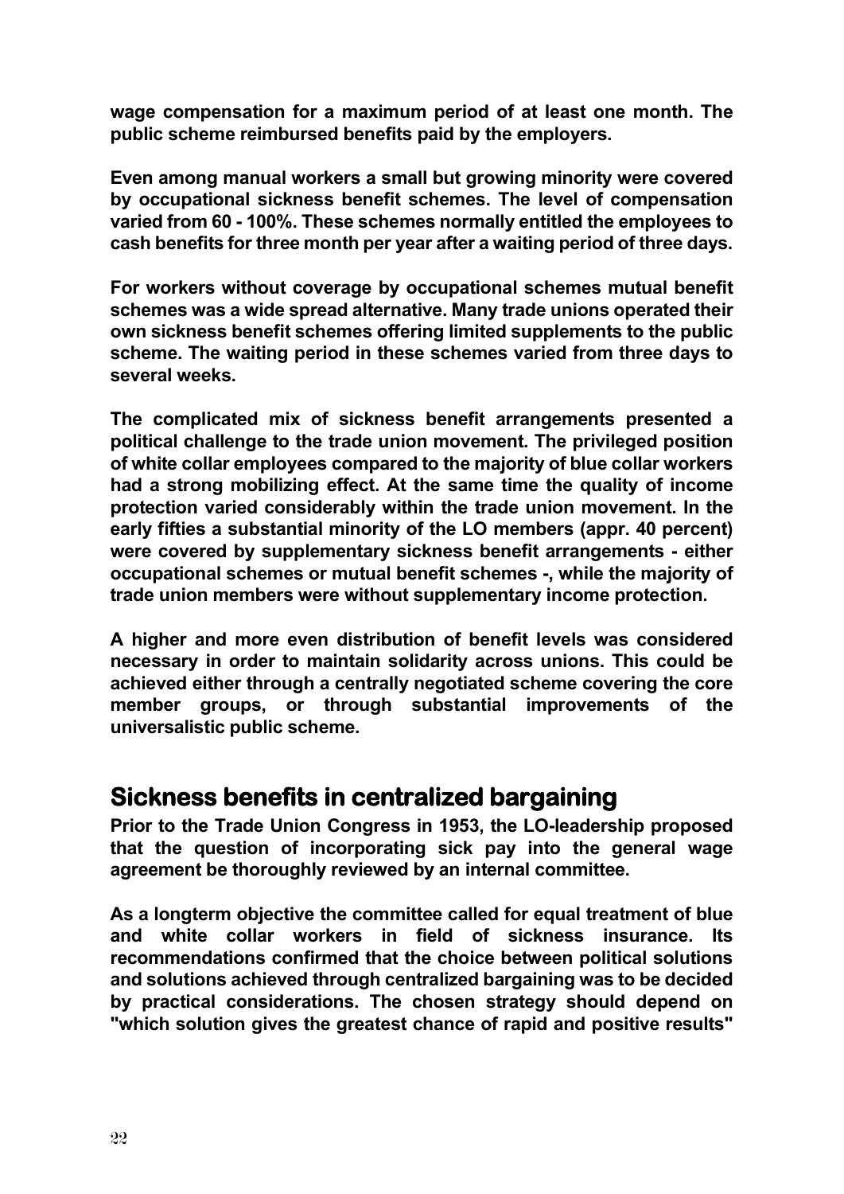wage compensation for a maximum period of at least one month. The public scheme reimbursed benefits paid by the employers.

Even among manual workers a small but growing minority were covered by occupational sickness benefit schemes. The level of compensation varied from 60 - 100%. These schemes normally entitled the employees to cash benefits for three month per year after a waiting period of three days.

For workers without coverage by occupational schemes mutual benefit schemes was a wide spread alternative. Many trade unions operated their own sickness benefit schemes offering limited supplements to the public scheme. The waiting period in these schemes varied from three days to several weeks.

The complicated mix of sickness benefit arrangements presented a political challenge to the trade union movement. The privileged position of white collar employees compared to the majority of blue collar workers had a strong mobilizing effect. At the same time the quality of income protection varied considerably within the trade union movement. In the early fifties a substantial minority of the LO members (appr. 40 percent) were covered by supplementary sickness benefit arrangements - either occupational schemes or mutual benefit schemes -, while the majority of trade union members were without supplementary income protection.

A higher and more even distribution of benefit levels was considered necessary in order to maintain solidarity across unions. This could be achieved either through a centrally negotiated scheme covering the core member groups, or through substantial improvements of the universalistic public scheme.

## Sickness benefits in centralized bargaining

Prior to the Trade Union Congress in 1953, the LO-leadership proposed that the question of incorporating sick pay into the general wage agreement be thoroughly reviewed by an internal committee.

As a longterm objective the committee called for equal treatment of blue and white collar workers in field of sickness insurance. Its recommendations confirmed that the choice between political solutions and solutions achieved through centralized bargaining was to be decided by practical considerations. The chosen strategy should depend on "which solution gives the greatest chance of rapid and positive results"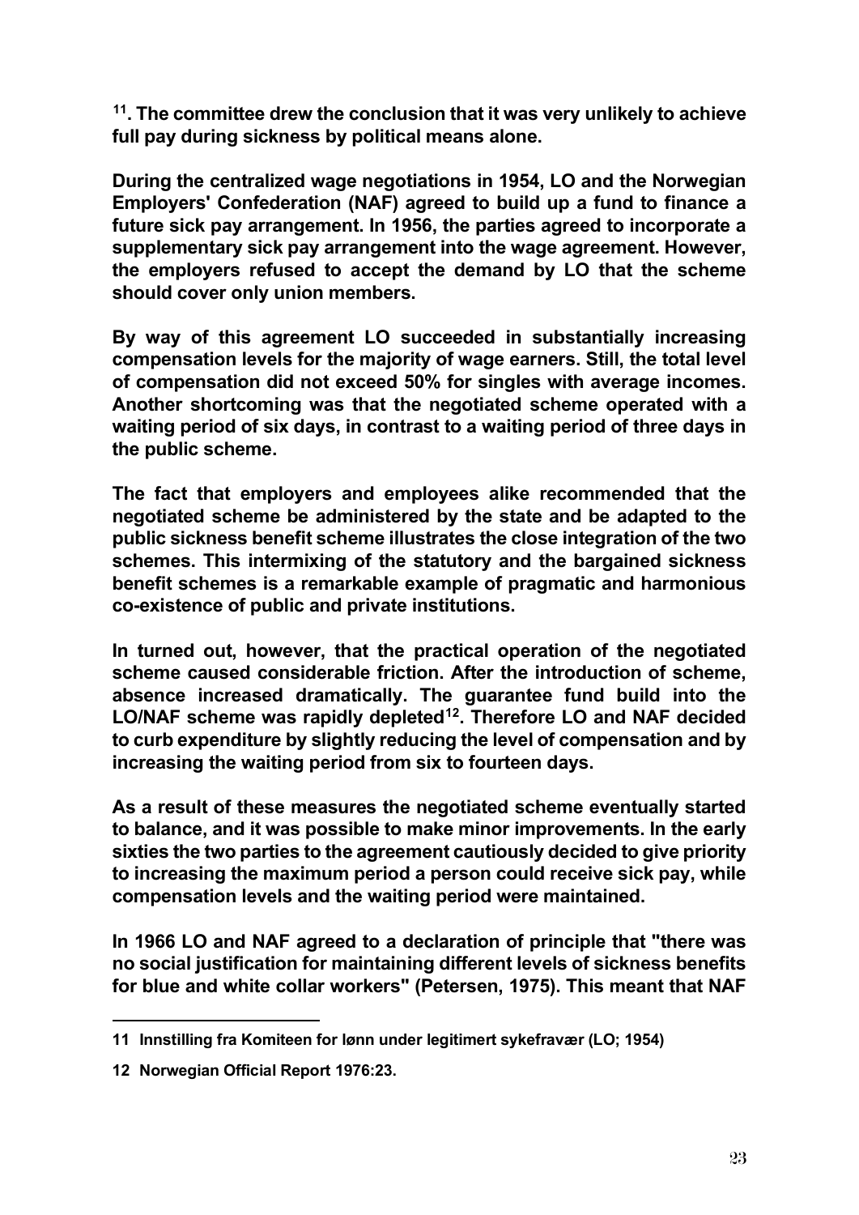[11]. The committee drew the conclusion that it was very unlikely to achieve full pay during sickness by political means alone.

During the centralized wage negotiations in 1954, LO and the Norwegian Employers' Confederation (NAF) agreed to build up a fund to finance a future sick pay arrangement. In 1956, the parties agreed to incorporate a supplementary sick pay arrangement into the wage agreement. However, the employers refused to accept the demand by LO that the scheme should cover only union members.

By way of this agreement LO succeeded in substantially increasing compensation levels for the majority of wage earners. Still, the total level of compensation did not exceed 50% for singles with average incomes. Another shortcoming was that the negotiated scheme operated with a waiting period of six days, in contrast to a waiting period of three days in the public scheme.

The fact that employers and employees alike recommended that the negotiated scheme be administered by the state and be adapted to the public sickness benefit scheme illustrates the close integration of the two schemes. This intermixing of the statutory and the bargained sickness benefit schemes is a remarkable example of pragmatic and harmonious co-existence of public and private institutions.

In turned out, however, that the practical operation of the negotiated scheme caused considerable friction. After the introduction of scheme, absence increased dramatically. The guarantee fund build into the LO/NAF scheme was rapidly depleted[12]. Therefore LO and NAF decided to curb expenditure by slightly reducing the level of compensation and by increasing the waiting period from six to fourteen days.

As a result of these measures the negotiated scheme eventually started to balance, and it was possible to make minor improvements. In the early sixties the two parties to the agreement cautiously decided to give priority to increasing the maximum period a person could receive sick pay, while compensation levels and the waiting period were maintained.

In 1966 LO and NAF agreed to a declaration of principle that "there was no social justification for maintaining different levels of sickness benefits for blue and white collar workers" (Petersen, 1975). This meant that NAF

---

11 Innstilling fra Komiteen for lønn under legitimert sykefravær (LO; 1954)

12 Norwegian Official Report 1976:23.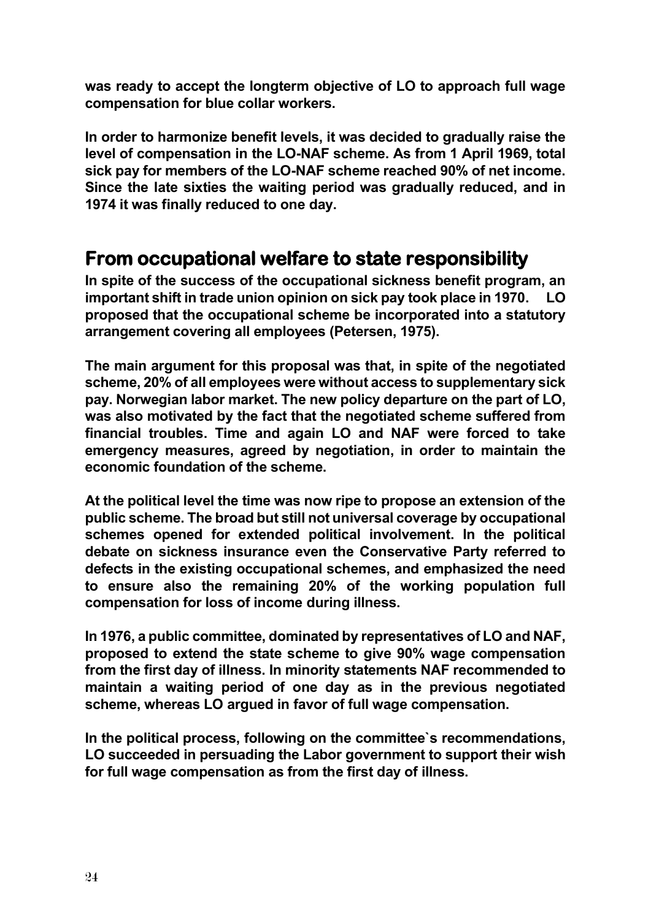was ready to accept the longterm objective of LO to approach full wage compensation for blue collar workers.

In order to harmonize benefit levels, it was decided to gradually raise the level of compensation in the LO-NAF scheme. As from 1 April 1969, total sick pay for members of the LO-NAF scheme reached 90% of net income. Since the late sixties the waiting period was gradually reduced, and in 1974 it was finally reduced to one day.

## From occupational welfare to state responsibility

In spite of the success of the occupational sickness benefit program, an important shift in trade union opinion on sick pay took place in 1970. LO proposed that the occupational scheme be incorporated into a statutory arrangement covering all employees (Petersen, 1975).

The main argument for this proposal was that, in spite of the negotiated scheme, 20% of all employees were without access to supplementary sick pay. Norwegian labor market. The new policy departure on the part of LO, was also motivated by the fact that the negotiated scheme suffered from financial troubles. Time and again LO and NAF were forced to take emergency measures, agreed by negotiation, in order to maintain the economic foundation of the scheme.

At the political level the time was now ripe to propose an extension of the public scheme. The broad but still not universal coverage by occupational schemes opened for extended political involvement. In the political debate on sickness insurance even the Conservative Party referred to defects in the existing occupational schemes, and emphasized the need to ensure also the remaining 20% of the working population full compensation for loss of income during illness.

In 1976, a public committee, dominated by representatives of LO and NAF, proposed to extend the state scheme to give 90% wage compensation from the first day of illness. In minority statements NAF recommended to maintain a waiting period of one day as in the previous negotiated scheme, whereas LO argued in favor of full wage compensation.

In the political process, following on the committee`s recommendations, LO succeeded in persuading the Labor government to support their wish for full wage compensation as from the first day of illness.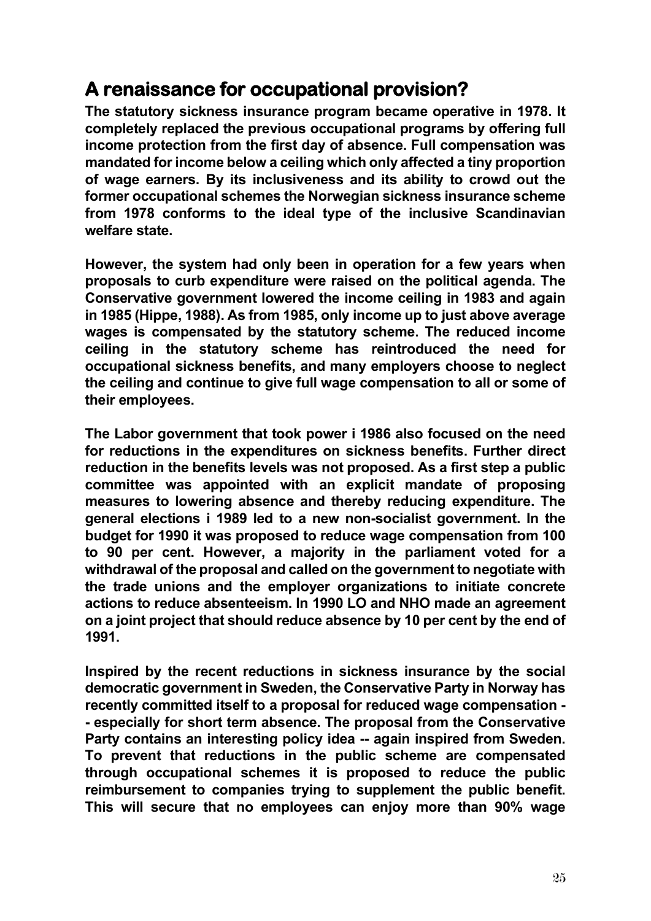## A renaissance for occupational provision?

**The statutory sickness insurance program became operative in 1978. It completely replaced the previous occupational programs by offering full income protection from the first day of absence. Full compensation was mandated for income below a ceiling which only affected a tiny proportion of wage earners. By its inclusiveness and its ability to crowd out the former occupational schemes the Norwegian sickness insurance scheme from 1978 conforms to the ideal type of the inclusive Scandinavian welfare state.**

**However, the system had only been in operation for a few years when proposals to curb expenditure were raised on the political agenda. The Conservative government lowered the income ceiling in 1983 and again in 1985 (Hippe, 1988). As from 1985, only income up to just above average wages is compensated by the statutory scheme. The reduced income ceiling in the statutory scheme has reintroduced the need for occupational sickness benefits, and many employers choose to neglect the ceiling and continue to give full wage compensation to all or some of their employees.**

**The Labor government that took power i 1986 also focused on the need for reductions in the expenditures on sickness benefits. Further direct reduction in the benefits levels was not proposed. As a first step a public committee was appointed with an explicit mandate of proposing measures to lowering absence and thereby reducing expenditure. The general elections i 1989 led to a new non-socialist government. In the budget for 1990 it was proposed to reduce wage compensation from 100 to 90 per cent. However, a majority in the parliament voted for a withdrawal of the proposal and called on the government to negotiate with the trade unions and the employer organizations to initiate concrete actions to reduce absenteeism. In 1990 LO and NHO made an agreement on a joint project that should reduce absence by 10 per cent by the end of 1991.**

**Inspired by the recent reductions in sickness insurance by the social democratic government in Sweden, the Conservative Party in Norway has recently committed itself to a proposal for reduced wage compensation -- especially for short term absence. The proposal from the Conservative Party contains an interesting policy idea -- again inspired from Sweden. To prevent that reductions in the public scheme are compensated through occupational schemes it is proposed to reduce the public reimbursement to companies trying to supplement the public benefit. This will secure that no employees can enjoy more than 90% wage**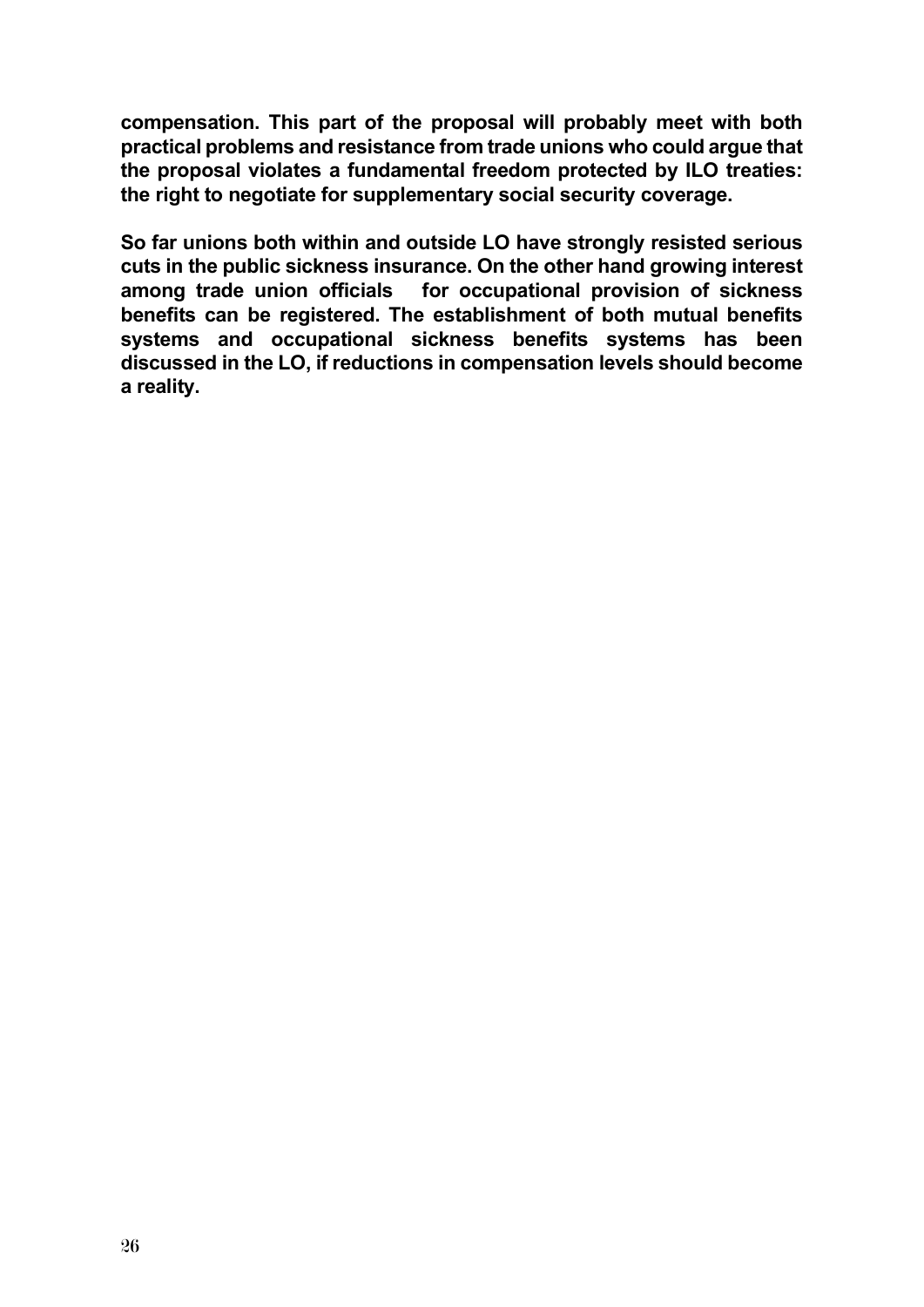**compensation. This part of the proposal will probably meet with both practical problems and resistance from trade unions who could argue that the proposal violates a fundamental freedom protected by ILO treaties: the right to negotiate for supplementary social security coverage.**

**So far unions both within and outside LO have strongly resisted serious cuts in the public sickness insurance. On the other hand growing interest among trade union officials for occupational provision of sickness benefits can be registered. The establishment of both mutual benefits systems and occupational sickness benefits systems has been discussed in the LO, if reductions in compensation levels should become a reality.**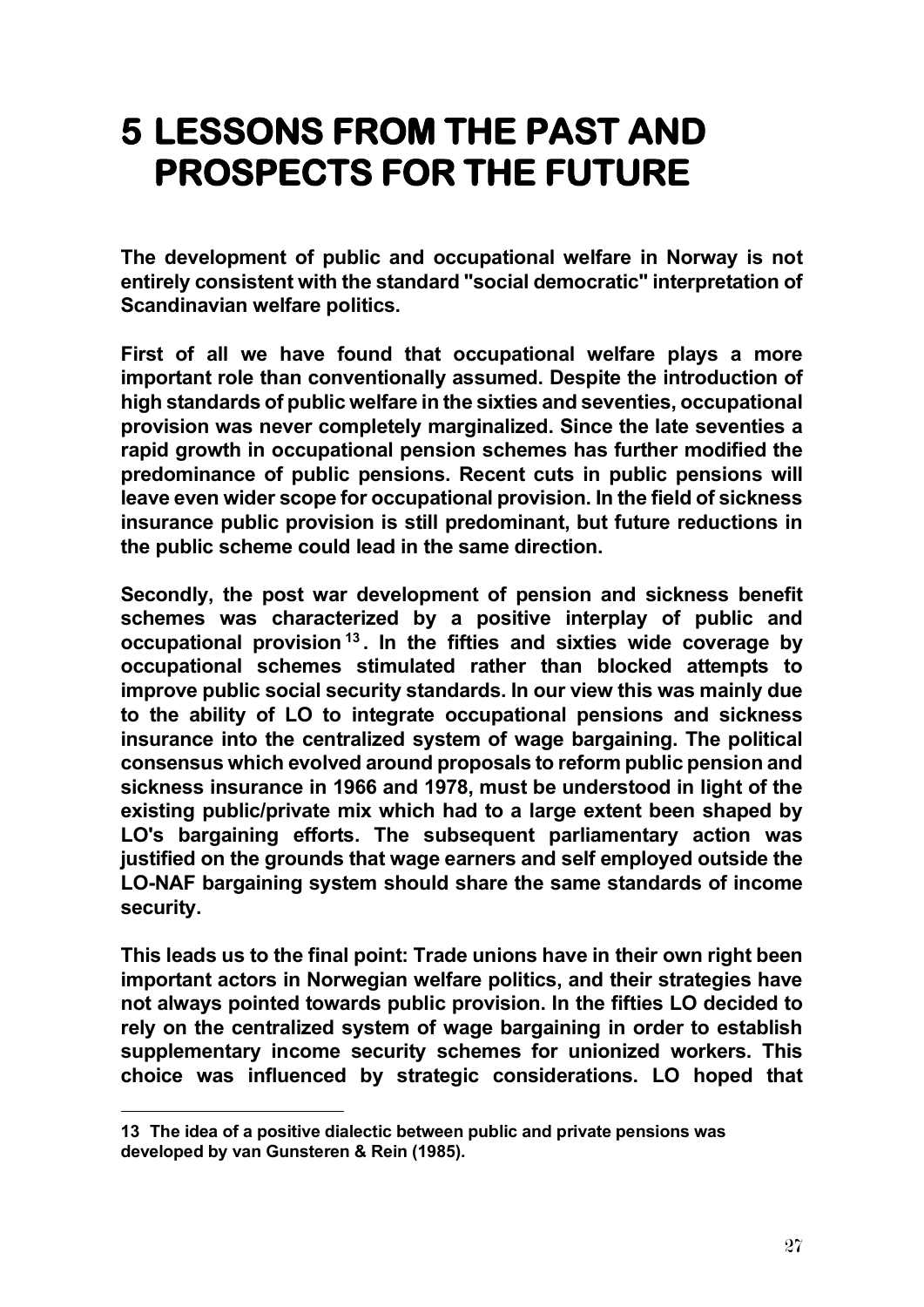# 5 LESSONS FROM THE PAST AND PROSPECTS FOR THE FUTURE

**The development of public and occupational welfare in Norway is not entirely consistent with the standard "social democratic" interpretation of Scandinavian welfare politics.**

**First of all we have found that occupational welfare plays a more important role than conventionally assumed. Despite the introduction of high standards of public welfare in the sixties and seventies, occupational provision was never completely marginalized. Since the late seventies a rapid growth in occupational pension schemes has further modified the predominance of public pensions. Recent cuts in public pensions will leave even wider scope for occupational provision. In the field of sickness insurance public provision is still predominant, but future reductions in the public scheme could lead in the same direction.**

**Secondly, the post war development of pension and sickness benefit schemes was characterized by a positive interplay of public and occupational provision [13]. In the fifties and sixties wide coverage by occupational schemes stimulated rather than blocked attempts to improve public social security standards. In our view this was mainly due to the ability of LO to integrate occupational pensions and sickness insurance into the centralized system of wage bargaining. The political consensus which evolved around proposals to reform public pension and sickness insurance in 1966 and 1978, must be understood in light of the existing public/private mix which had to a large extent been shaped by LO's bargaining efforts. The subsequent parliamentary action was justified on the grounds that wage earners and self employed outside the LO-NAF bargaining system should share the same standards of income security.**

**This leads us to the final point: Trade unions have in their own right been important actors in Norwegian welfare politics, and their strategies have not always pointed towards public provision. In the fifties LO decided to rely on the centralized system of wage bargaining in order to establish supplementary income security schemes for unionized workers. This choice was influenced by strategic considerations. LO hoped that**

---

**13 The idea of a positive dialectic between public and private pensions was developed by van Gunsteren & Rein (1985).**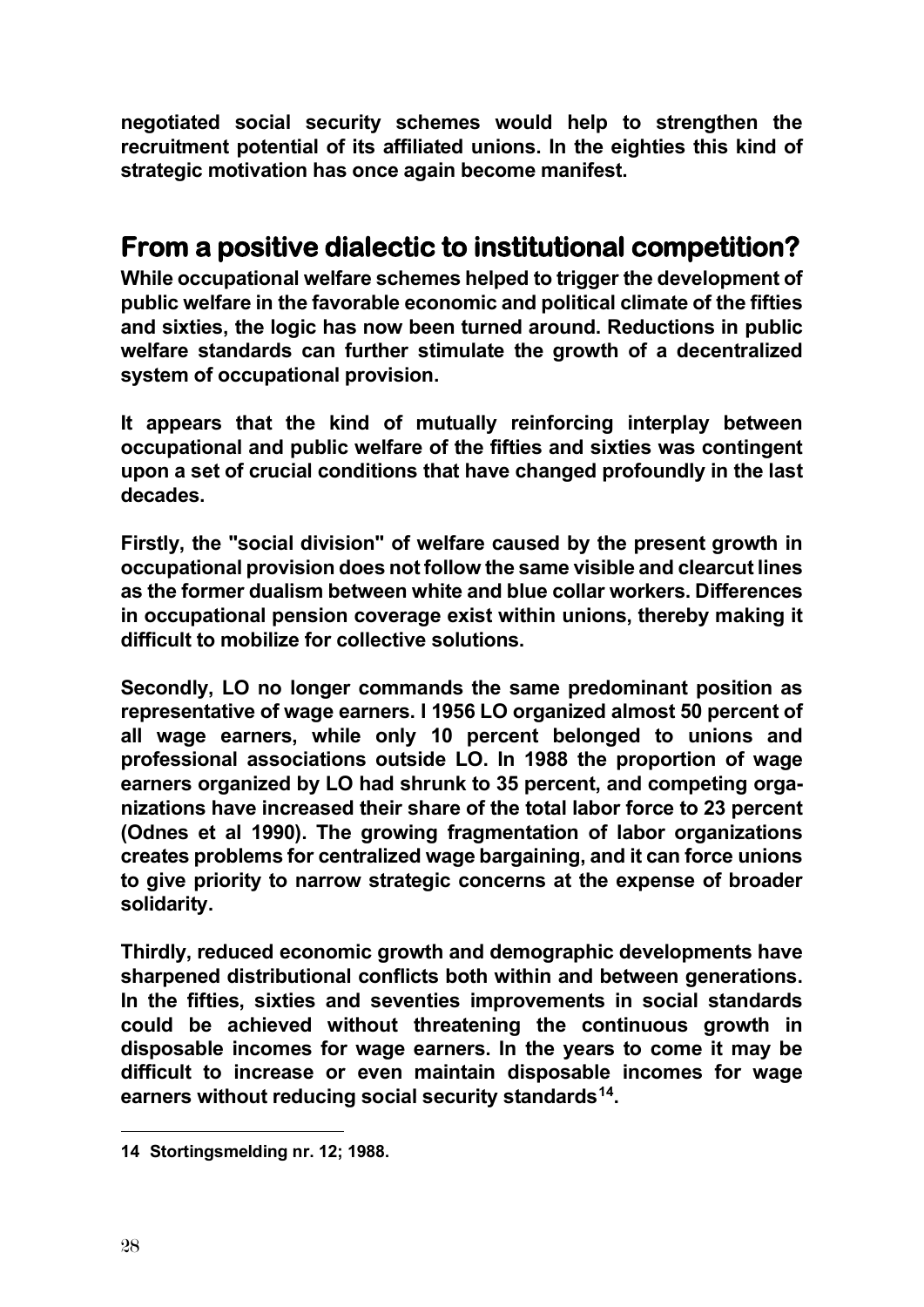negotiated social security schemes would help to strengthen the recruitment potential of its affiliated unions. In the eighties this kind of strategic motivation has once again become manifest.

## From a positive dialectic to institutional competition?

While occupational welfare schemes helped to trigger the development of public welfare in the favorable economic and political climate of the fifties and sixties, the logic has now been turned around. Reductions in public welfare standards can further stimulate the growth of a decentralized system of occupational provision.

It appears that the kind of mutually reinforcing interplay between occupational and public welfare of the fifties and sixties was contingent upon a set of crucial conditions that have changed profoundly in the last decades.

Firstly, the "social division" of welfare caused by the present growth in occupational provision does not follow the same visible and clearcut lines as the former dualism between white and blue collar workers. Differences in occupational pension coverage exist within unions, thereby making it difficult to mobilize for collective solutions.

Secondly, LO no longer commands the same predominant position as representative of wage earners. I 1956 LO organized almost 50 percent of all wage earners, while only 10 percent belonged to unions and professional associations outside LO. In 1988 the proportion of wage earners organized by LO had shrunk to 35 percent, and competing organizations have increased their share of the total labor force to 23 percent (Odnes et al 1990). The growing fragmentation of labor organizations creates problems for centralized wage bargaining, and it can force unions to give priority to narrow strategic concerns at the expense of broader solidarity.

Thirdly, reduced economic growth and demographic developments have sharpened distributional conflicts both within and between generations. In the fifties, sixties and seventies improvements in social standards could be achieved without threatening the continuous growth in disposable incomes for wage earners. In the years to come it may be difficult to increase or even maintain disposable incomes for wage earners without reducing social security standards[14].

---

14 Stortingsmelding nr. 12; 1988.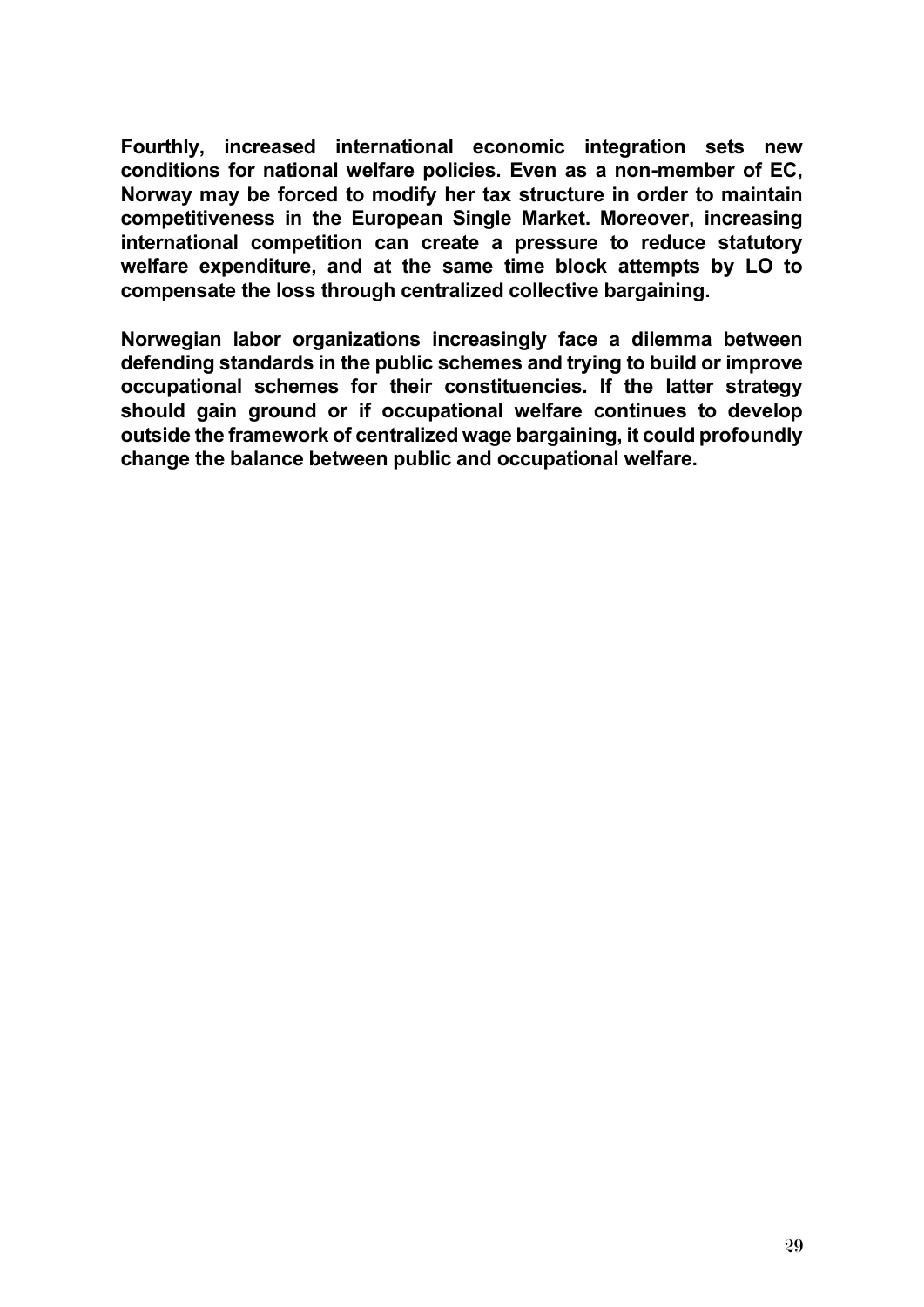**Fourthly, increased international economic integration sets new conditions for national welfare policies. Even as a non-member of EC, Norway may be forced to modify her tax structure in order to maintain competitiveness in the European Single Market. Moreover, increasing international competition can create a pressure to reduce statutory welfare expenditure, and at the same time block attempts by LO to compensate the loss through centralized collective bargaining.**

**Norwegian labor organizations increasingly face a dilemma between defending standards in the public schemes and trying to build or improve occupational schemes for their constituencies. If the latter strategy should gain ground or if occupational welfare continues to develop outside the framework of centralized wage bargaining, it could profoundly change the balance between public and occupational welfare.**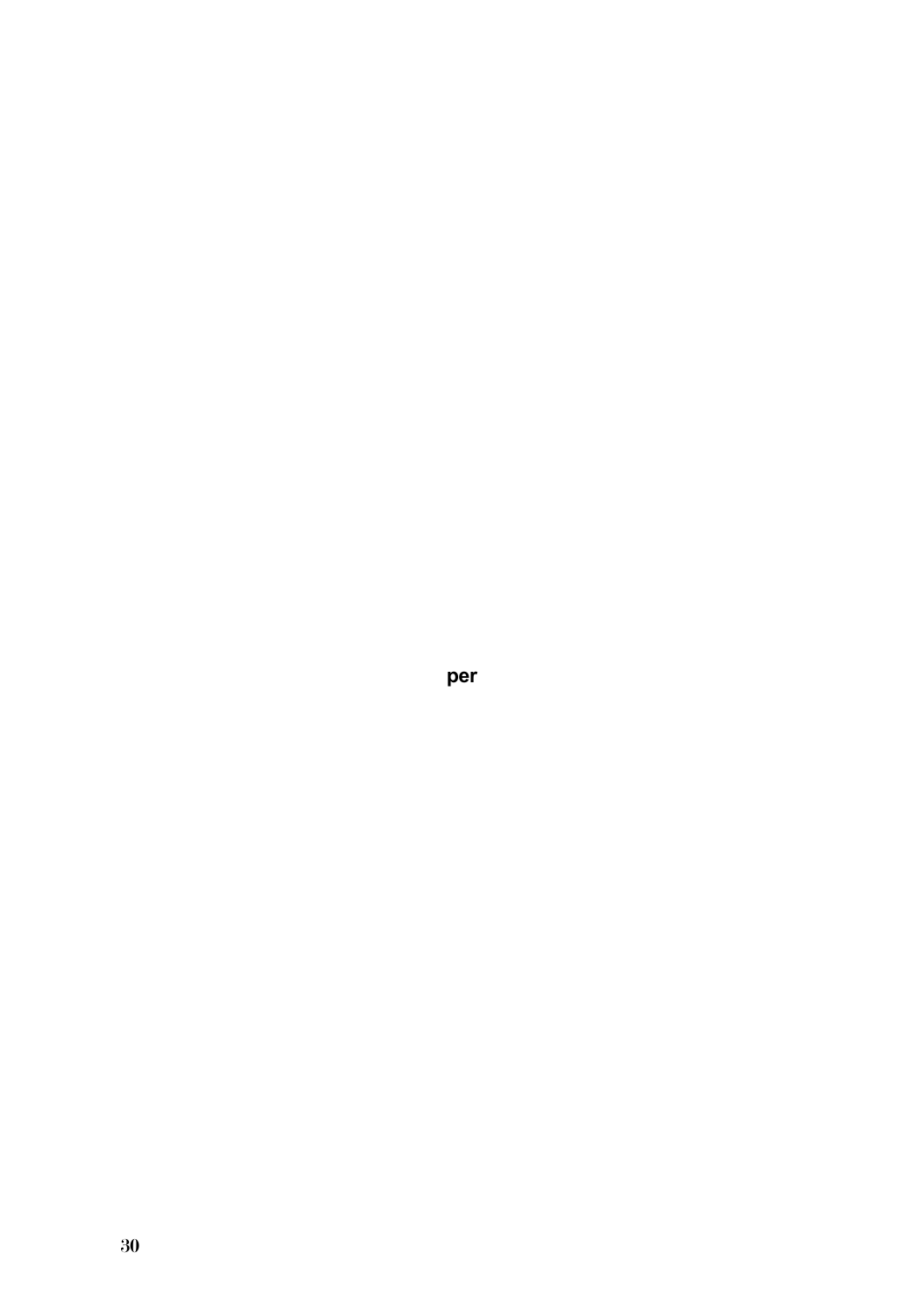**per**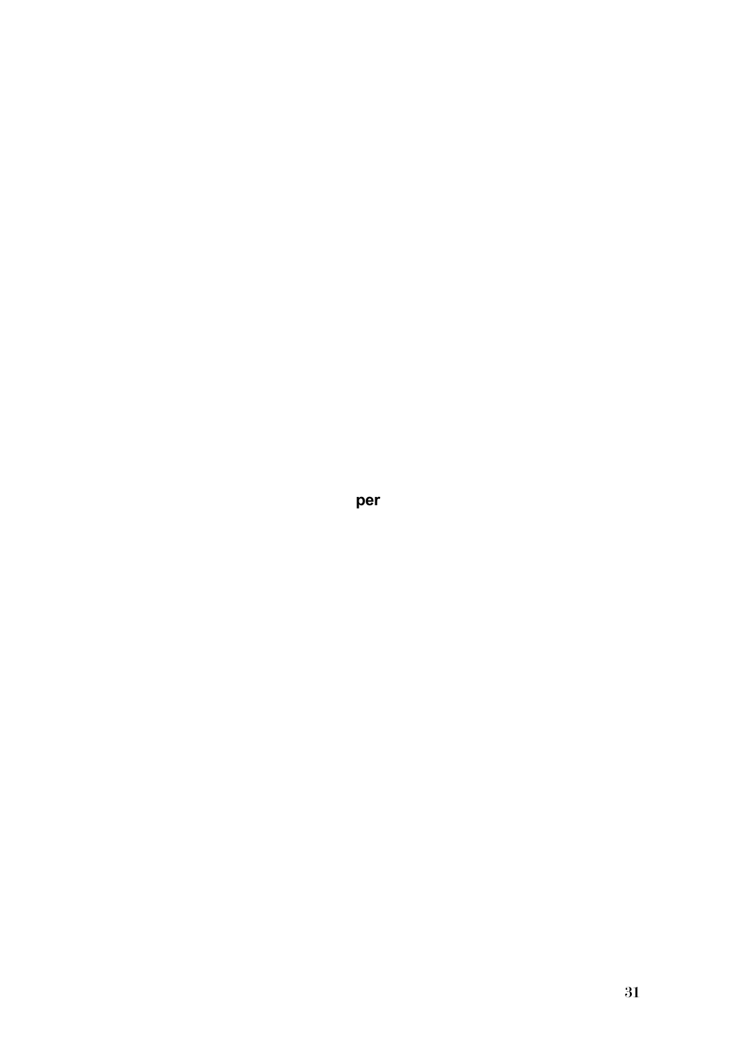per